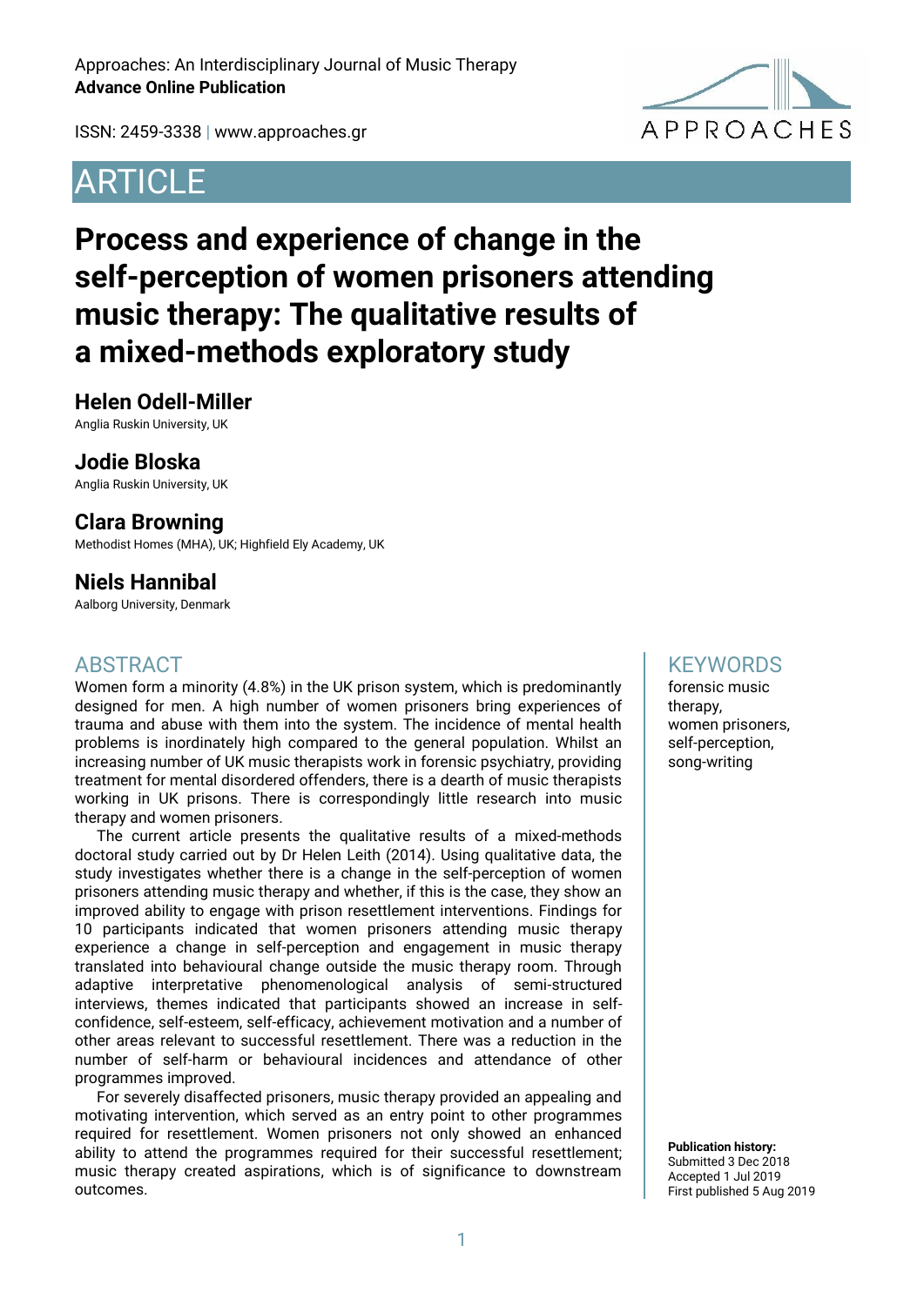Approaches: An Interdisciplinary Journal of Music Therapy
**Advance Online Publication**

ISSN: 2459-3338 | www.approaches.gr

ARTICLE

# Process and experience of change in the self-perception of women prisoners attending music therapy: The qualitative results of a mixed-methods exploratory study

**Helen Odell-Miller**
Anglia Ruskin University, UK

**Jodie Bloska**
Anglia Ruskin University, UK

**Clara Browning**
Methodist Homes (MHA), UK; Highfield Ely Academy, UK

**Niels Hannibal**
Aalborg University, Denmark

## ABSTRACT

Women form a minority (4.8%) in the UK prison system, which is predominantly designed for men. A high number of women prisoners bring experiences of trauma and abuse with them into the system. The incidence of mental health problems is inordinately high compared to the general population. Whilst an increasing number of UK music therapists work in forensic psychiatry, providing treatment for mental disordered offenders, there is a dearth of music therapists working in UK prisons. There is correspondingly little research into music therapy and women prisoners.

The current article presents the qualitative results of a mixed-methods doctoral study carried out by Dr Helen Leith (2014). Using qualitative data, the study investigates whether there is a change in the self-perception of women prisoners attending music therapy and whether, if this is the case, they show an improved ability to engage with prison resettlement interventions. Findings for 10 participants indicated that women prisoners attending music therapy experience a change in self-perception and engagement in music therapy translated into behavioural change outside the music therapy room. Through adaptive interpretative phenomenological analysis of semi-structured interviews, themes indicated that participants showed an increase in self-confidence, self-esteem, self-efficacy, achievement motivation and a number of other areas relevant to successful resettlement. There was a reduction in the number of self-harm or behavioural incidences and attendance of other programmes improved.

For severely disaffected prisoners, music therapy provided an appealing and motivating intervention, which served as an entry point to other programmes required for resettlement. Women prisoners not only showed an enhanced ability to attend the programmes required for their successful resettlement; music therapy created aspirations, which is of significance to downstream outcomes.

## KEYWORDS

forensic music therapy, women prisoners, self-perception, song-writing

**Publication history:**
Submitted 3 Dec 2018
Accepted 1 Jul 2019
First published 5 Aug 2019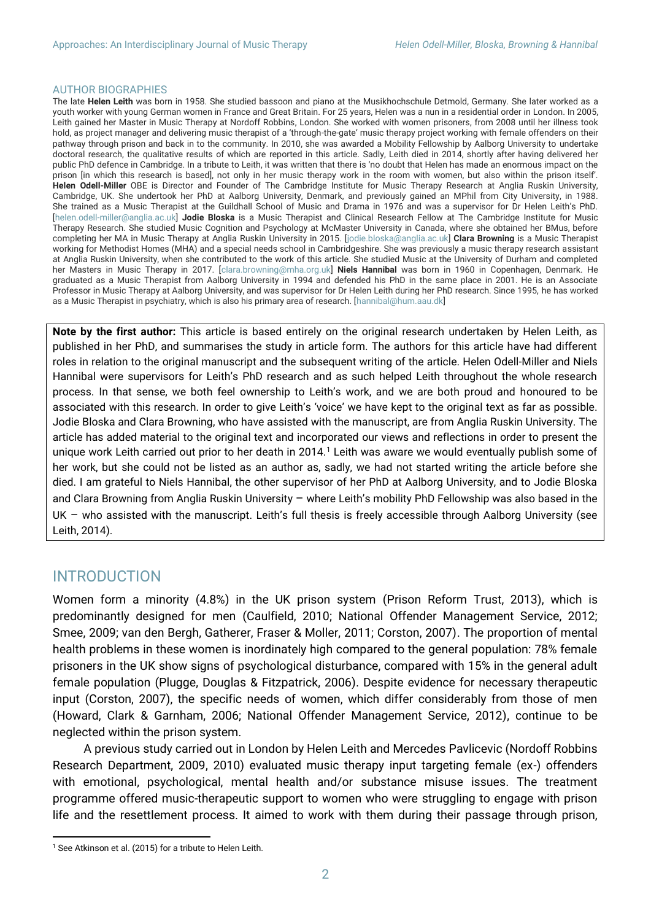## AUTHOR BIOGRAPHIES

The late **Helen Leith** was born in 1958. She studied bassoon and piano at the Musikhochschule Detmold, Germany. She later worked as a youth worker with young German women in France and Great Britain. For 25 years, Helen was a nun in a residential order in London. In 2005, Leith gained her Master in Music Therapy at Nordoff Robbins, London. She worked with women prisoners, from 2008 until her illness took hold, as project manager and delivering music therapist of a 'through-the-gate' music therapy project working with female offenders on their pathway through prison and back in to the community. In 2010, she was awarded a Mobility Fellowship by Aalborg University to undertake doctoral research, the qualitative results of which are reported in this article. Sadly, Leith died in 2014, shortly after having delivered her public PhD defence in Cambridge. In a tribute to Leith, it was written that there is 'no doubt that Helen has made an enormous impact on the prison [in which this research is based], not only in her music therapy work in the room with women, but also within the prison itself'. **Helen Odell-Miller** OBE is Director and Founder of The Cambridge Institute for Music Therapy Research at Anglia Ruskin University, Cambridge, UK. She undertook her PhD at Aalborg University, Denmark, and previously gained an MPhil from City University, in 1988. She trained as a Music Therapist at the Guildhall School of Music and Drama in 1976 and was a supervisor for Dr Helen Leith's PhD. [helen.odell-miller@anglia.ac.uk] **Jodie Bloska** is a Music Therapist and Clinical Research Fellow at The Cambridge Institute for Music Therapy Research. She studied Music Cognition and Psychology at McMaster University in Canada, where she obtained her BMus, before completing her MA in Music Therapy at Anglia Ruskin University in 2015. [jodie.bloska@anglia.ac.uk] **Clara Browning** is a Music Therapist working for Methodist Homes (MHA) and a special needs school in Cambridgeshire. She was previously a music therapy research assistant at Anglia Ruskin University, when she contributed to the work of this article. She studied Music at the University of Durham and completed her Masters in Music Therapy in 2017. [clara.browning@mha.org.uk] **Niels Hannibal** was born in 1960 in Copenhagen, Denmark. He graduated as a Music Therapist from Aalborg University in 1994 and defended his PhD in the same place in 2001. He is an Associate Professor in Music Therapy at Aalborg University, and was supervisor for Dr Helen Leith during her PhD research. Since 1995, he has worked as a Music Therapist in psychiatry, which is also his primary area of research. [hannibal@hum.aau.dk]

**Note by the first author:** This article is based entirely on the original research undertaken by Helen Leith, as published in her PhD, and summarises the study in article form. The authors for this article have had different roles in relation to the original manuscript and the subsequent writing of the article. Helen Odell-Miller and Niels Hannibal were supervisors for Leith's PhD research and as such helped Leith throughout the whole research process. In that sense, we both feel ownership to Leith's work, and we are both proud and honoured to be associated with this research. In order to give Leith's 'voice' we have kept to the original text as far as possible. Jodie Bloska and Clara Browning, who have assisted with the manuscript, are from Anglia Ruskin University. The article has added material to the original text and incorporated our views and reflections in order to present the unique work Leith carried out prior to her death in 2014.[1] Leith was aware we would eventually publish some of her work, but she could not be listed as an author as, sadly, we had not started writing the article before she died. I am grateful to Niels Hannibal, the other supervisor of her PhD at Aalborg University, and to Jodie Bloska and Clara Browning from Anglia Ruskin University – where Leith's mobility PhD Fellowship was also based in the UK – who assisted with the manuscript. Leith's full thesis is freely accessible through Aalborg University (see Leith, 2014).

## INTRODUCTION

Women form a minority (4.8%) in the UK prison system (Prison Reform Trust, 2013), which is predominantly designed for men (Caulfield, 2010; National Offender Management Service, 2012; Smee, 2009; van den Bergh, Gatherer, Fraser & Moller, 2011; Corston, 2007). The proportion of mental health problems in these women is inordinately high compared to the general population: 78% female prisoners in the UK show signs of psychological disturbance, compared with 15% in the general adult female population (Plugge, Douglas & Fitzpatrick, 2006). Despite evidence for necessary therapeutic input (Corston, 2007), the specific needs of women, which differ considerably from those of men (Howard, Clark & Garnham, 2006; National Offender Management Service, 2012), continue to be neglected within the prison system.

A previous study carried out in London by Helen Leith and Mercedes Pavlicevic (Nordoff Robbins Research Department, 2009, 2010) evaluated music therapy input targeting female (ex-) offenders with emotional, psychological, mental health and/or substance misuse issues. The treatment programme offered music-therapeutic support to women who were struggling to engage with prison life and the resettlement process. It aimed to work with them during their passage through prison,

[1] See Atkinson et al. (2015) for a tribute to Helen Leith.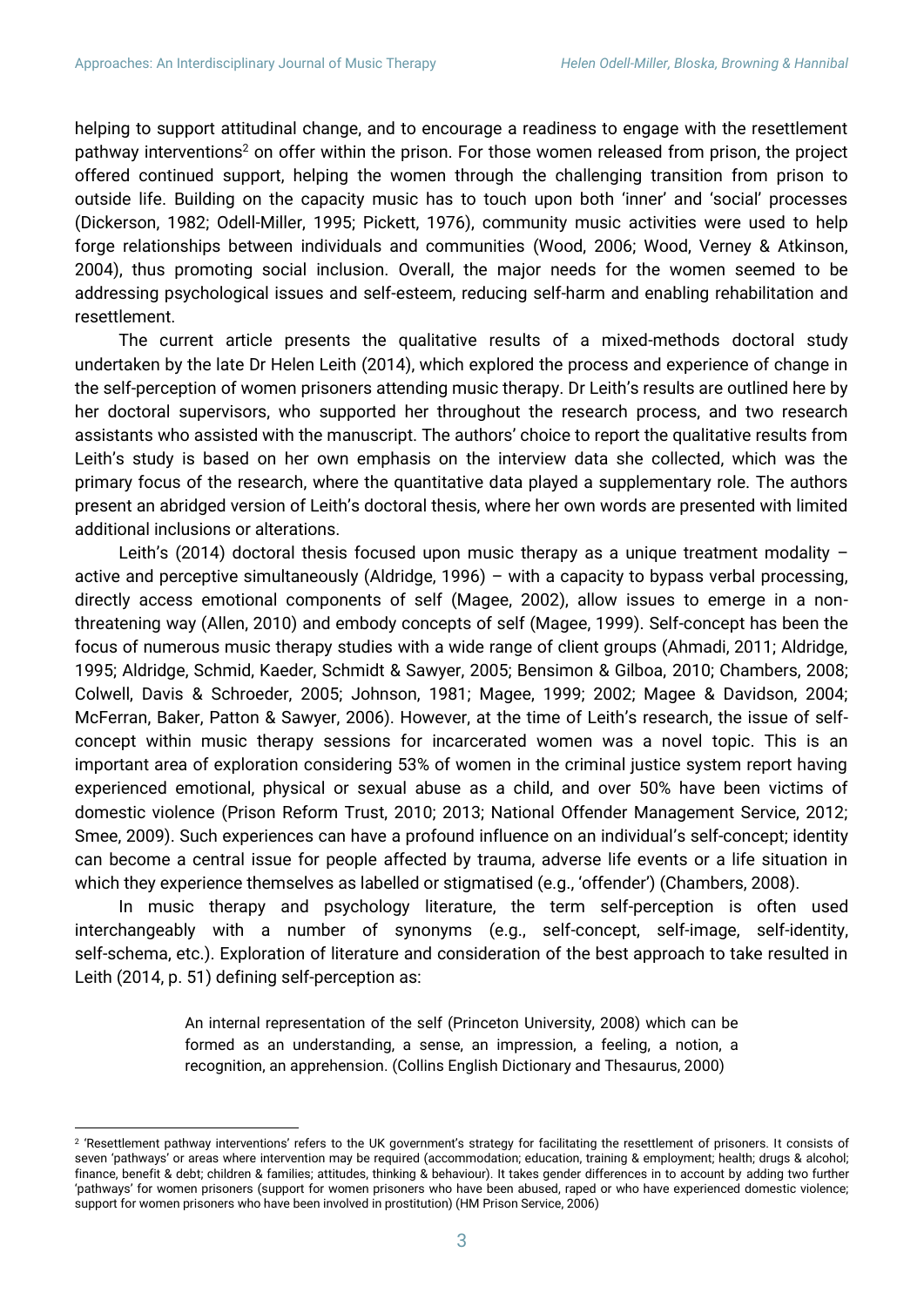helping to support attitudinal change, and to encourage a readiness to engage with the resettlement pathway interventions[2] on offer within the prison. For those women released from prison, the project offered continued support, helping the women through the challenging transition from prison to outside life. Building on the capacity music has to touch upon both 'inner' and 'social' processes (Dickerson, 1982; Odell-Miller, 1995; Pickett, 1976), community music activities were used to help forge relationships between individuals and communities (Wood, 2006; Wood, Verney & Atkinson, 2004), thus promoting social inclusion. Overall, the major needs for the women seemed to be addressing psychological issues and self-esteem, reducing self-harm and enabling rehabilitation and resettlement.

The current article presents the qualitative results of a mixed-methods doctoral study undertaken by the late Dr Helen Leith (2014), which explored the process and experience of change in the self-perception of women prisoners attending music therapy. Dr Leith's results are outlined here by her doctoral supervisors, who supported her throughout the research process, and two research assistants who assisted with the manuscript. The authors' choice to report the qualitative results from Leith's study is based on her own emphasis on the interview data she collected, which was the primary focus of the research, where the quantitative data played a supplementary role. The authors present an abridged version of Leith's doctoral thesis, where her own words are presented with limited additional inclusions or alterations.

Leith's (2014) doctoral thesis focused upon music therapy as a unique treatment modality – active and perceptive simultaneously (Aldridge, 1996) – with a capacity to bypass verbal processing, directly access emotional components of self (Magee, 2002), allow issues to emerge in a non-threatening way (Allen, 2010) and embody concepts of self (Magee, 1999). Self-concept has been the focus of numerous music therapy studies with a wide range of client groups (Ahmadi, 2011; Aldridge, 1995; Aldridge, Schmid, Kaeder, Schmidt & Sawyer, 2005; Bensimon & Gilboa, 2010; Chambers, 2008; Colwell, Davis & Schroeder, 2005; Johnson, 1981; Magee, 1999; 2002; Magee & Davidson, 2004; McFerran, Baker, Patton & Sawyer, 2006). However, at the time of Leith's research, the issue of self-concept within music therapy sessions for incarcerated women was a novel topic. This is an important area of exploration considering 53% of women in the criminal justice system report having experienced emotional, physical or sexual abuse as a child, and over 50% have been victims of domestic violence (Prison Reform Trust, 2010; 2013; National Offender Management Service, 2012; Smee, 2009). Such experiences can have a profound influence on an individual's self-concept; identity can become a central issue for people affected by trauma, adverse life events or a life situation in which they experience themselves as labelled or stigmatised (e.g., 'offender') (Chambers, 2008).

In music therapy and psychology literature, the term self-perception is often used interchangeably with a number of synonyms (e.g., self-concept, self-image, self-identity, self-schema, etc.). Exploration of literature and consideration of the best approach to take resulted in Leith (2014, p. 51) defining self-perception as:

> An internal representation of the self (Princeton University, 2008) which can be formed as an understanding, a sense, an impression, a feeling, a notion, a recognition, an apprehension. (Collins English Dictionary and Thesaurus, 2000)

[2] 'Resettlement pathway interventions' refers to the UK government's strategy for facilitating the resettlement of prisoners. It consists of seven 'pathways' or areas where intervention may be required (accommodation; education, training & employment; health; drugs & alcohol; finance, benefit & debt; children & families; attitudes, thinking & behaviour). It takes gender differences in to account by adding two further 'pathways' for women prisoners (support for women prisoners who have been abused, raped or who have experienced domestic violence; support for women prisoners who have been involved in prostitution) (HM Prison Service, 2006)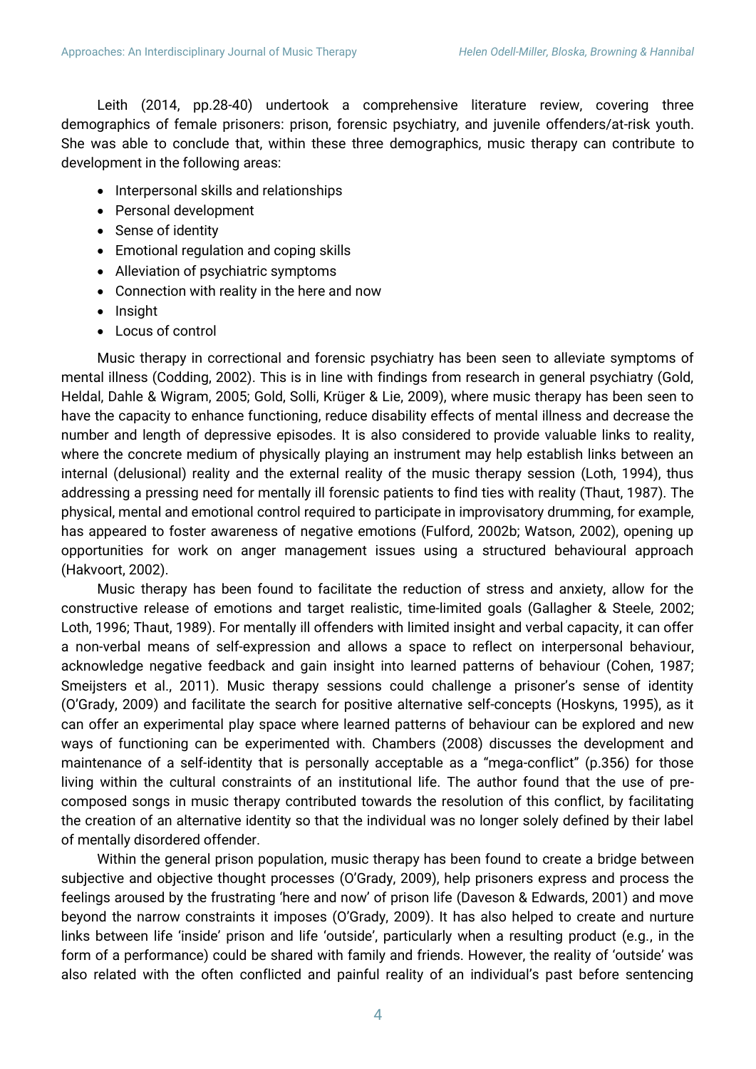Leith (2014, pp.28-40) undertook a comprehensive literature review, covering three demographics of female prisoners: prison, forensic psychiatry, and juvenile offenders/at-risk youth. She was able to conclude that, within these three demographics, music therapy can contribute to development in the following areas:

- Interpersonal skills and relationships
- Personal development
- Sense of identity
- Emotional regulation and coping skills
- Alleviation of psychiatric symptoms
- Connection with reality in the here and now
- Insight
- Locus of control

Music therapy in correctional and forensic psychiatry has been seen to alleviate symptoms of mental illness (Codding, 2002). This is in line with findings from research in general psychiatry (Gold, Heldal, Dahle & Wigram, 2005; Gold, Solli, Krüger & Lie, 2009), where music therapy has been seen to have the capacity to enhance functioning, reduce disability effects of mental illness and decrease the number and length of depressive episodes. It is also considered to provide valuable links to reality, where the concrete medium of physically playing an instrument may help establish links between an internal (delusional) reality and the external reality of the music therapy session (Loth, 1994), thus addressing a pressing need for mentally ill forensic patients to find ties with reality (Thaut, 1987). The physical, mental and emotional control required to participate in improvisatory drumming, for example, has appeared to foster awareness of negative emotions (Fulford, 2002b; Watson, 2002), opening up opportunities for work on anger management issues using a structured behavioural approach (Hakvoort, 2002).

Music therapy has been found to facilitate the reduction of stress and anxiety, allow for the constructive release of emotions and target realistic, time-limited goals (Gallagher & Steele, 2002; Loth, 1996; Thaut, 1989). For mentally ill offenders with limited insight and verbal capacity, it can offer a non-verbal means of self-expression and allows a space to reflect on interpersonal behaviour, acknowledge negative feedback and gain insight into learned patterns of behaviour (Cohen, 1987; Smeijsters et al., 2011). Music therapy sessions could challenge a prisoner's sense of identity (O'Grady, 2009) and facilitate the search for positive alternative self-concepts (Hoskyns, 1995), as it can offer an experimental play space where learned patterns of behaviour can be explored and new ways of functioning can be experimented with. Chambers (2008) discusses the development and maintenance of a self-identity that is personally acceptable as a "mega-conflict" (p.356) for those living within the cultural constraints of an institutional life. The author found that the use of pre-composed songs in music therapy contributed towards the resolution of this conflict, by facilitating the creation of an alternative identity so that the individual was no longer solely defined by their label of mentally disordered offender.

Within the general prison population, music therapy has been found to create a bridge between subjective and objective thought processes (O'Grady, 2009), help prisoners express and process the feelings aroused by the frustrating 'here and now' of prison life (Daveson & Edwards, 2001) and move beyond the narrow constraints it imposes (O'Grady, 2009). It has also helped to create and nurture links between life 'inside' prison and life 'outside', particularly when a resulting product (e.g., in the form of a performance) could be shared with family and friends. However, the reality of 'outside' was also related with the often conflicted and painful reality of an individual's past before sentencing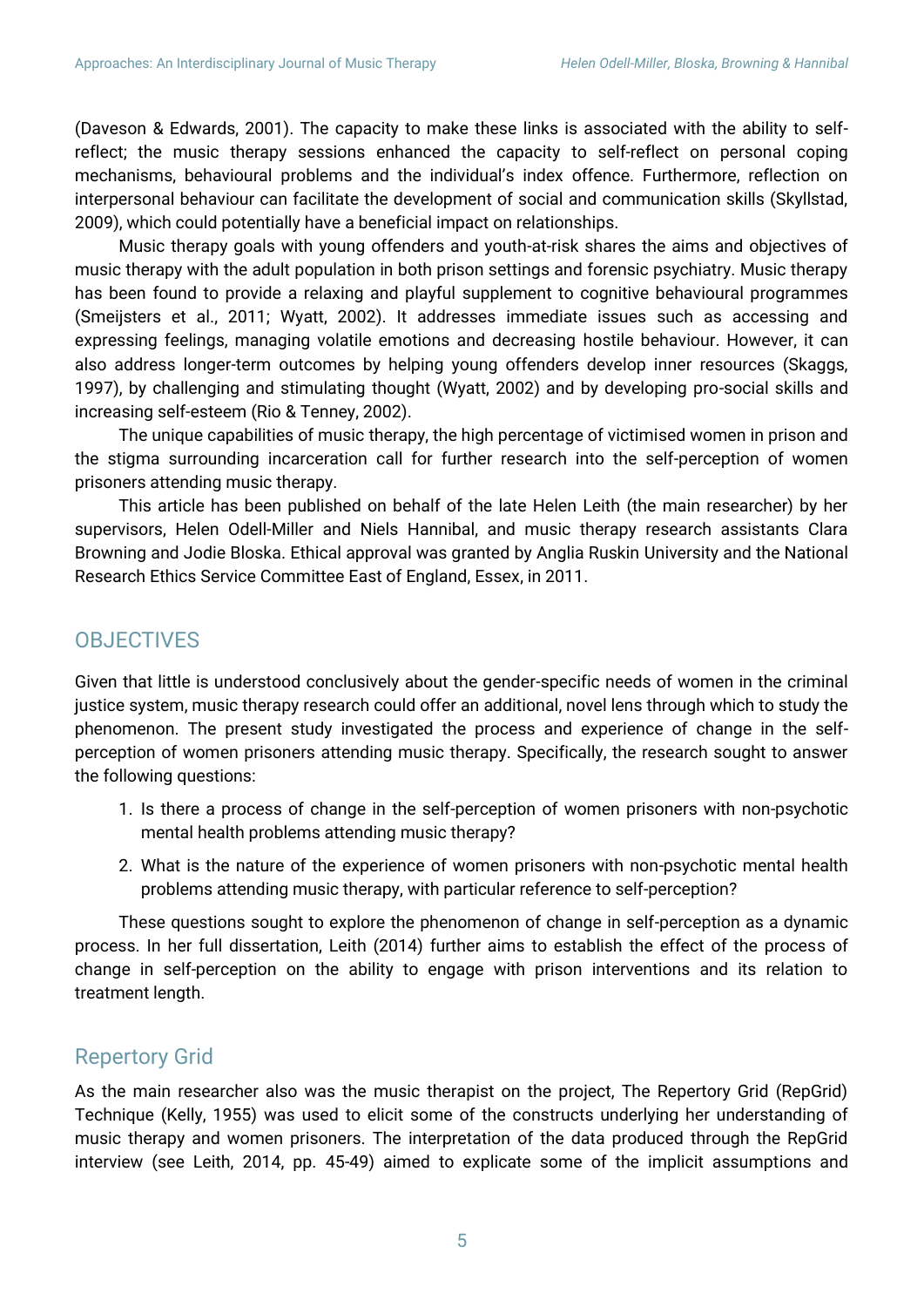(Daveson & Edwards, 2001). The capacity to make these links is associated with the ability to self-reflect; the music therapy sessions enhanced the capacity to self-reflect on personal coping mechanisms, behavioural problems and the individual's index offence. Furthermore, reflection on interpersonal behaviour can facilitate the development of social and communication skills (Skyllstad, 2009), which could potentially have a beneficial impact on relationships.

Music therapy goals with young offenders and youth-at-risk shares the aims and objectives of music therapy with the adult population in both prison settings and forensic psychiatry. Music therapy has been found to provide a relaxing and playful supplement to cognitive behavioural programmes (Smeijsters et al., 2011; Wyatt, 2002). It addresses immediate issues such as accessing and expressing feelings, managing volatile emotions and decreasing hostile behaviour. However, it can also address longer-term outcomes by helping young offenders develop inner resources (Skaggs, 1997), by challenging and stimulating thought (Wyatt, 2002) and by developing pro-social skills and increasing self-esteem (Rio & Tenney, 2002).

The unique capabilities of music therapy, the high percentage of victimised women in prison and the stigma surrounding incarceration call for further research into the self-perception of women prisoners attending music therapy.

This article has been published on behalf of the late Helen Leith (the main researcher) by her supervisors, Helen Odell-Miller and Niels Hannibal, and music therapy research assistants Clara Browning and Jodie Bloska. Ethical approval was granted by Anglia Ruskin University and the National Research Ethics Service Committee East of England, Essex, in 2011.

## OBJECTIVES

Given that little is understood conclusively about the gender-specific needs of women in the criminal justice system, music therapy research could offer an additional, novel lens through which to study the phenomenon. The present study investigated the process and experience of change in the self-perception of women prisoners attending music therapy. Specifically, the research sought to answer the following questions:

1. Is there a process of change in the self-perception of women prisoners with non-psychotic mental health problems attending music therapy?
2. What is the nature of the experience of women prisoners with non-psychotic mental health problems attending music therapy, with particular reference to self-perception?

These questions sought to explore the phenomenon of change in self-perception as a dynamic process. In her full dissertation, Leith (2014) further aims to establish the effect of the process of change in self-perception on the ability to engage with prison interventions and its relation to treatment length.

### Repertory Grid

As the main researcher also was the music therapist on the project, The Repertory Grid (RepGrid) Technique (Kelly, 1955) was used to elicit some of the constructs underlying her understanding of music therapy and women prisoners. The interpretation of the data produced through the RepGrid interview (see Leith, 2014, pp. 45-49) aimed to explicate some of the implicit assumptions and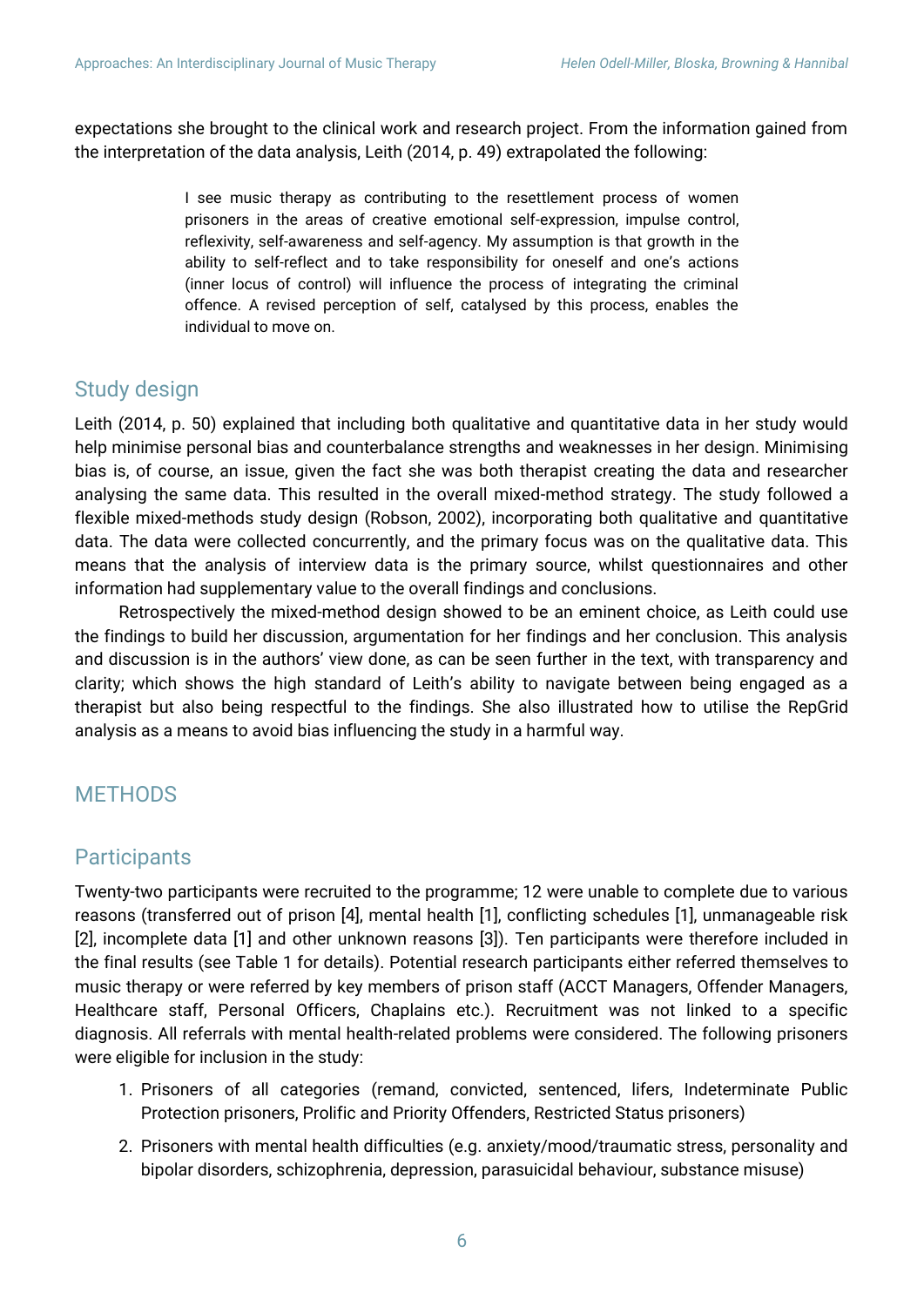expectations she brought to the clinical work and research project. From the information gained from the interpretation of the data analysis, Leith (2014, p. 49) extrapolated the following:

> I see music therapy as contributing to the resettlement process of women prisoners in the areas of creative emotional self-expression, impulse control, reflexivity, self-awareness and self-agency. My assumption is that growth in the ability to self-reflect and to take responsibility for oneself and one's actions (inner locus of control) will influence the process of integrating the criminal offence. A revised perception of self, catalysed by this process, enables the individual to move on.

## Study design

Leith (2014, p. 50) explained that including both qualitative and quantitative data in her study would help minimise personal bias and counterbalance strengths and weaknesses in her design. Minimising bias is, of course, an issue, given the fact she was both therapist creating the data and researcher analysing the same data. This resulted in the overall mixed-method strategy. The study followed a flexible mixed-methods study design (Robson, 2002), incorporating both qualitative and quantitative data. The data were collected concurrently, and the primary focus was on the qualitative data. This means that the analysis of interview data is the primary source, whilst questionnaires and other information had supplementary value to the overall findings and conclusions.

Retrospectively the mixed-method design showed to be an eminent choice, as Leith could use the findings to build her discussion, argumentation for her findings and her conclusion. This analysis and discussion is in the authors' view done, as can be seen further in the text, with transparency and clarity; which shows the high standard of Leith's ability to navigate between being engaged as a therapist but also being respectful to the findings. She also illustrated how to utilise the RepGrid analysis as a means to avoid bias influencing the study in a harmful way.

# METHODS

## Participants

Twenty-two participants were recruited to the programme; 12 were unable to complete due to various reasons (transferred out of prison [4], mental health [1], conflicting schedules [1], unmanageable risk [2], incomplete data [1] and other unknown reasons [3]). Ten participants were therefore included in the final results (see Table 1 for details). Potential research participants either referred themselves to music therapy or were referred by key members of prison staff (ACCT Managers, Offender Managers, Healthcare staff, Personal Officers, Chaplains etc.). Recruitment was not linked to a specific diagnosis. All referrals with mental health-related problems were considered. The following prisoners were eligible for inclusion in the study:

1. Prisoners of all categories (remand, convicted, sentenced, lifers, Indeterminate Public Protection prisoners, Prolific and Priority Offenders, Restricted Status prisoners)
2. Prisoners with mental health difficulties (e.g. anxiety/mood/traumatic stress, personality and bipolar disorders, schizophrenia, depression, parasuicidal behaviour, substance misuse)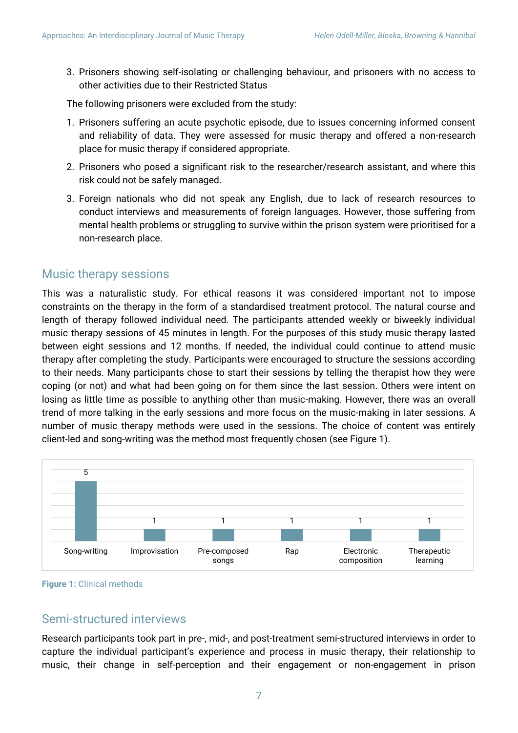3. Prisoners showing self-isolating or challenging behaviour, and prisoners with no access to other activities due to their Restricted Status

The following prisoners were excluded from the study:

1. Prisoners suffering an acute psychotic episode, due to issues concerning informed consent and reliability of data. They were assessed for music therapy and offered a non-research place for music therapy if considered appropriate.
2. Prisoners who posed a significant risk to the researcher/research assistant, and where this risk could not be safely managed.
3. Foreign nationals who did not speak any English, due to lack of research resources to conduct interviews and measurements of foreign languages. However, those suffering from mental health problems or struggling to survive within the prison system were prioritised for a non-research place.

## Music therapy sessions

This was a naturalistic study. For ethical reasons it was considered important not to impose constraints on the therapy in the form of a standardised treatment protocol. The natural course and length of therapy followed individual need. The participants attended weekly or biweekly individual music therapy sessions of 45 minutes in length. For the purposes of this study music therapy lasted between eight sessions and 12 months. If needed, the individual could continue to attend music therapy after completing the study. Participants were encouraged to structure the sessions according to their needs. Many participants chose to start their sessions by telling the therapist how they were coping (or not) and what had been going on for them since the last session. Others were intent on losing as little time as possible to anything other than music-making. However, there was an overall trend of more talking in the early sessions and more focus on the music-making in later sessions. A number of music therapy methods were used in the sessions. The choice of content was entirely client-led and song-writing was the method most frequently chosen (see Figure 1).

| Song-writing | Improvisation | Pre-composed songs | Rap | Electronic composition | Therapeutic learning |
|---|---|---|---|---|---|
| 5 | 1 | 1 | 1 | 1 | 1 |

**Figure 1:** Clinical methods

## Semi-structured interviews

Research participants took part in pre-, mid-, and post-treatment semi-structured interviews in order to capture the individual participant's experience and process in music therapy, their relationship to music, their change in self-perception and their engagement or non-engagement in prison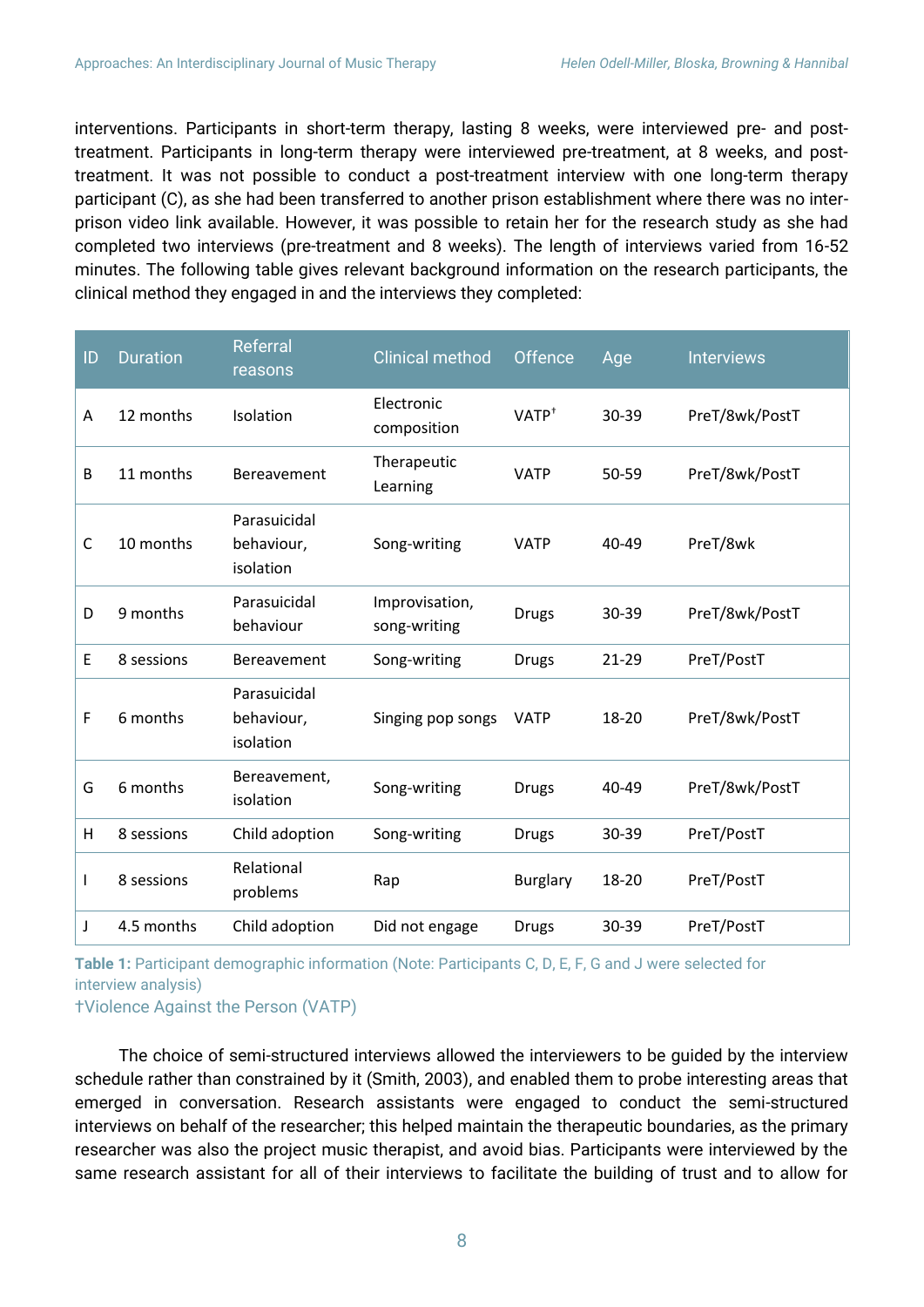interventions. Participants in short-term therapy, lasting 8 weeks, were interviewed pre- and post-treatment. Participants in long-term therapy were interviewed pre-treatment, at 8 weeks, and post-treatment. It was not possible to conduct a post-treatment interview with one long-term therapy participant (C), as she had been transferred to another prison establishment where there was no inter-prison video link available. However, it was possible to retain her for the research study as she had completed two interviews (pre-treatment and 8 weeks). The length of interviews varied from 16-52 minutes. The following table gives relevant background information on the research participants, the clinical method they engaged in and the interviews they completed:

| ID | Duration | Referral reasons | Clinical method | Offence | Age | Interviews |
|---|---|---|---|---|---|---|
| A | 12 months | Isolation | Electronic composition | VATP† | 30-39 | PreT/8wk/PostT |
| B | 11 months | Bereavement | Therapeutic Learning | VATP | 50-59 | PreT/8wk/PostT |
| C | 10 months | Parasuicidal behaviour, isolation | Song-writing | VATP | 40-49 | PreT/8wk |
| D | 9 months | Parasuicidal behaviour | Improvisation, song-writing | Drugs | 30-39 | PreT/8wk/PostT |
| E | 8 sessions | Bereavement | Song-writing | Drugs | 21-29 | PreT/PostT |
| F | 6 months | Parasuicidal behaviour, isolation | Singing pop songs | VATP | 18-20 | PreT/8wk/PostT |
| G | 6 months | Bereavement, isolation | Song-writing | Drugs | 40-49 | PreT/8wk/PostT |
| H | 8 sessions | Child adoption | Song-writing | Drugs | 30-39 | PreT/PostT |
| I | 8 sessions | Relational problems | Rap | Burglary | 18-20 | PreT/PostT |
| J | 4.5 months | Child adoption | Did not engage | Drugs | 30-39 | PreT/PostT |

**Table 1:** Participant demographic information (Note: Participants C, D, E, F, G and J were selected for interview analysis)
†Violence Against the Person (VATP)

The choice of semi-structured interviews allowed the interviewers to be guided by the interview schedule rather than constrained by it (Smith, 2003), and enabled them to probe interesting areas that emerged in conversation. Research assistants were engaged to conduct the semi-structured interviews on behalf of the researcher; this helped maintain the therapeutic boundaries, as the primary researcher was also the project music therapist, and avoid bias. Participants were interviewed by the same research assistant for all of their interviews to facilitate the building of trust and to allow for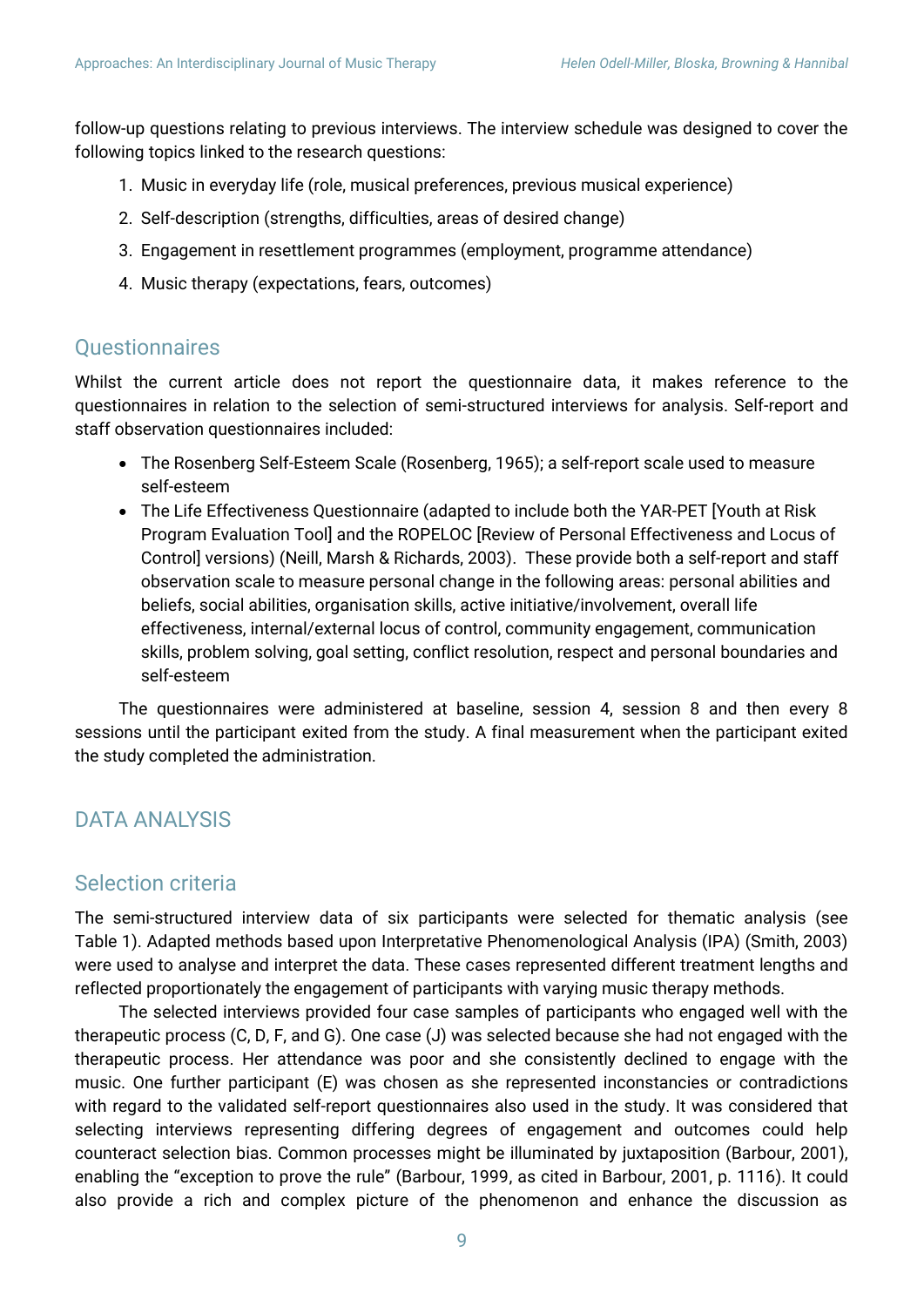follow-up questions relating to previous interviews. The interview schedule was designed to cover the following topics linked to the research questions:

1. Music in everyday life (role, musical preferences, previous musical experience)
2. Self-description (strengths, difficulties, areas of desired change)
3. Engagement in resettlement programmes (employment, programme attendance)
4. Music therapy (expectations, fears, outcomes)

## Questionnaires

Whilst the current article does not report the questionnaire data, it makes reference to the questionnaires in relation to the selection of semi-structured interviews for analysis. Self-report and staff observation questionnaires included:

- The Rosenberg Self-Esteem Scale (Rosenberg, 1965); a self-report scale used to measure self-esteem
- The Life Effectiveness Questionnaire (adapted to include both the YAR-PET [Youth at Risk Program Evaluation Tool] and the ROPELOC [Review of Personal Effectiveness and Locus of Control] versions) (Neill, Marsh & Richards, 2003). These provide both a self-report and staff observation scale to measure personal change in the following areas: personal abilities and beliefs, social abilities, organisation skills, active initiative/involvement, overall life effectiveness, internal/external locus of control, community engagement, communication skills, problem solving, goal setting, conflict resolution, respect and personal boundaries and self-esteem

The questionnaires were administered at baseline, session 4, session 8 and then every 8 sessions until the participant exited from the study. A final measurement when the participant exited the study completed the administration.

# DATA ANALYSIS

## Selection criteria

The semi-structured interview data of six participants were selected for thematic analysis (see Table 1). Adapted methods based upon Interpretative Phenomenological Analysis (IPA) (Smith, 2003) were used to analyse and interpret the data. These cases represented different treatment lengths and reflected proportionately the engagement of participants with varying music therapy methods.

The selected interviews provided four case samples of participants who engaged well with the therapeutic process (C, D, F, and G). One case (J) was selected because she had not engaged with the therapeutic process. Her attendance was poor and she consistently declined to engage with the music. One further participant (E) was chosen as she represented inconstancies or contradictions with regard to the validated self-report questionnaires also used in the study. It was considered that selecting interviews representing differing degrees of engagement and outcomes could help counteract selection bias. Common processes might be illuminated by juxtaposition (Barbour, 2001), enabling the "exception to prove the rule" (Barbour, 1999, as cited in Barbour, 2001, p. 1116). It could also provide a rich and complex picture of the phenomenon and enhance the discussion as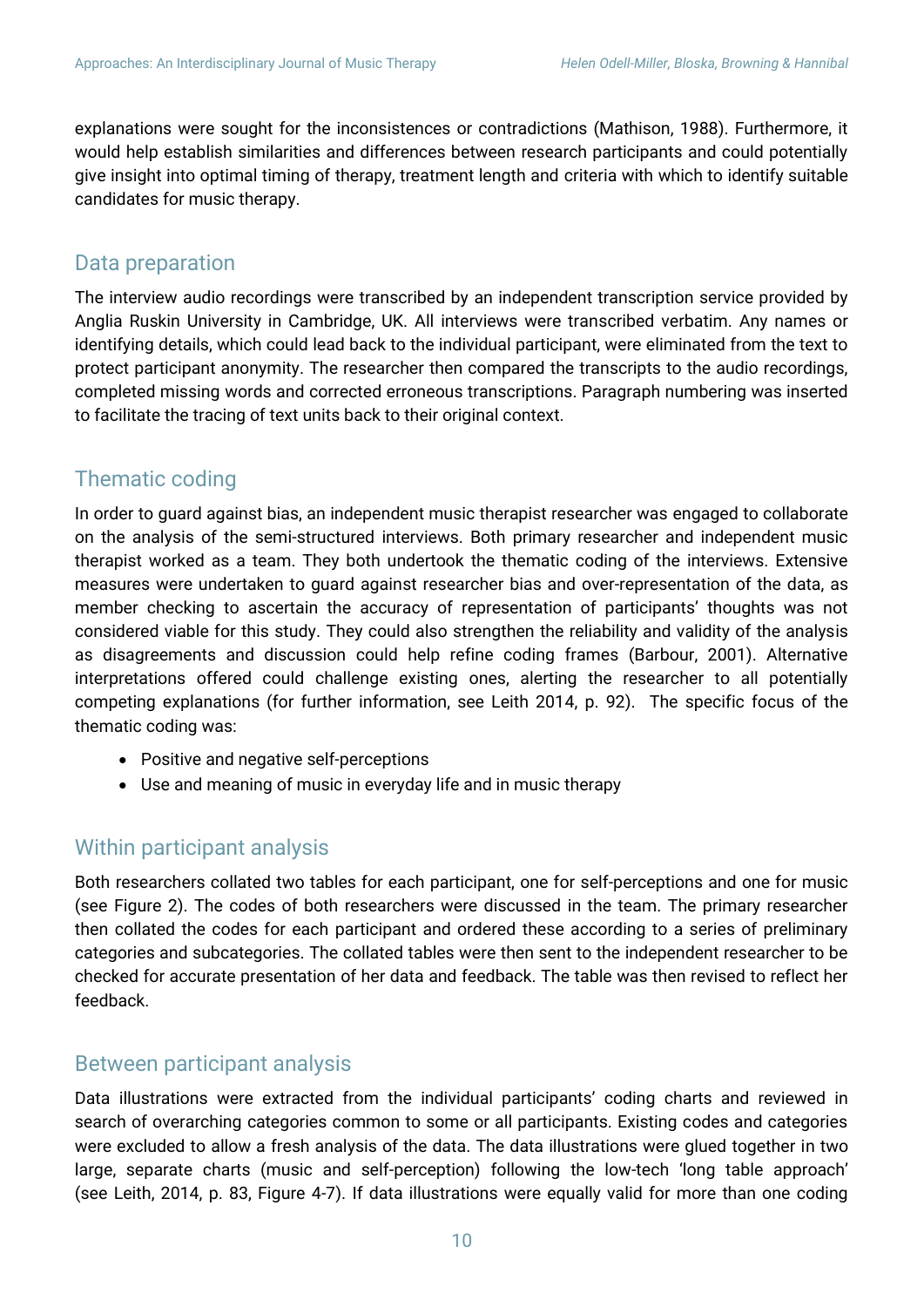explanations were sought for the inconsistences or contradictions (Mathison, 1988). Furthermore, it would help establish similarities and differences between research participants and could potentially give insight into optimal timing of therapy, treatment length and criteria with which to identify suitable candidates for music therapy.

## Data preparation

The interview audio recordings were transcribed by an independent transcription service provided by Anglia Ruskin University in Cambridge, UK. All interviews were transcribed verbatim. Any names or identifying details, which could lead back to the individual participant, were eliminated from the text to protect participant anonymity. The researcher then compared the transcripts to the audio recordings, completed missing words and corrected erroneous transcriptions. Paragraph numbering was inserted to facilitate the tracing of text units back to their original context.

## Thematic coding

In order to guard against bias, an independent music therapist researcher was engaged to collaborate on the analysis of the semi-structured interviews. Both primary researcher and independent music therapist worked as a team. They both undertook the thematic coding of the interviews. Extensive measures were undertaken to guard against researcher bias and over-representation of the data, as member checking to ascertain the accuracy of representation of participants' thoughts was not considered viable for this study. They could also strengthen the reliability and validity of the analysis as disagreements and discussion could help refine coding frames (Barbour, 2001). Alternative interpretations offered could challenge existing ones, alerting the researcher to all potentially competing explanations (for further information, see Leith 2014, p. 92). The specific focus of the thematic coding was:

- Positive and negative self-perceptions
- Use and meaning of music in everyday life and in music therapy

## Within participant analysis

Both researchers collated two tables for each participant, one for self-perceptions and one for music (see Figure 2). The codes of both researchers were discussed in the team. The primary researcher then collated the codes for each participant and ordered these according to a series of preliminary categories and subcategories. The collated tables were then sent to the independent researcher to be checked for accurate presentation of her data and feedback. The table was then revised to reflect her feedback.

## Between participant analysis

Data illustrations were extracted from the individual participants' coding charts and reviewed in search of overarching categories common to some or all participants. Existing codes and categories were excluded to allow a fresh analysis of the data. The data illustrations were glued together in two large, separate charts (music and self-perception) following the low-tech 'long table approach' (see Leith, 2014, p. 83, Figure 4-7). If data illustrations were equally valid for more than one coding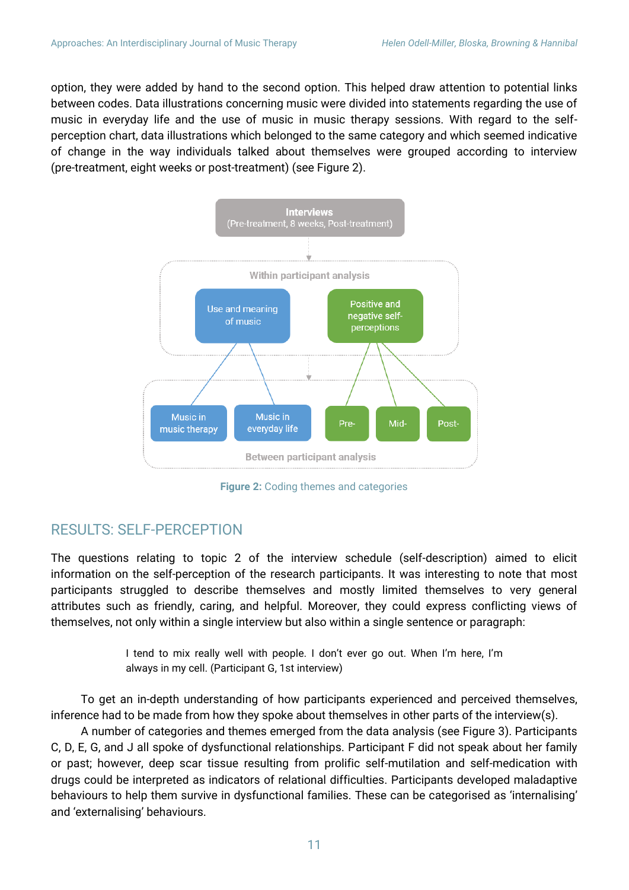option, they were added by hand to the second option. This helped draw attention to potential links between codes. Data illustrations concerning music were divided into statements regarding the use of music in everyday life and the use of music in music therapy sessions. With regard to the self-perception chart, data illustrations which belonged to the same category and which seemed indicative of change in the way individuals talked about themselves were grouped according to interview (pre-treatment, eight weeks or post-treatment) (see Figure 2).

**Figure 2:** Coding themes and categories

## RESULTS: SELF-PERCEPTION

The questions relating to topic 2 of the interview schedule (self-description) aimed to elicit information on the self-perception of the research participants. It was interesting to note that most participants struggled to describe themselves and mostly limited themselves to very general attributes such as friendly, caring, and helpful. Moreover, they could express conflicting views of themselves, not only within a single interview but also within a single sentence or paragraph:

> I tend to mix really well with people. I don't ever go out. When I'm here, I'm always in my cell. (Participant G, 1st interview)

To get an in-depth understanding of how participants experienced and perceived themselves, inference had to be made from how they spoke about themselves in other parts of the interview(s).

A number of categories and themes emerged from the data analysis (see Figure 3). Participants C, D, E, G, and J all spoke of dysfunctional relationships. Participant F did not speak about her family or past; however, deep scar tissue resulting from prolific self-mutilation and self-medication with drugs could be interpreted as indicators of relational difficulties. Participants developed maladaptive behaviours to help them survive in dysfunctional families. These can be categorised as 'internalising' and 'externalising' behaviours.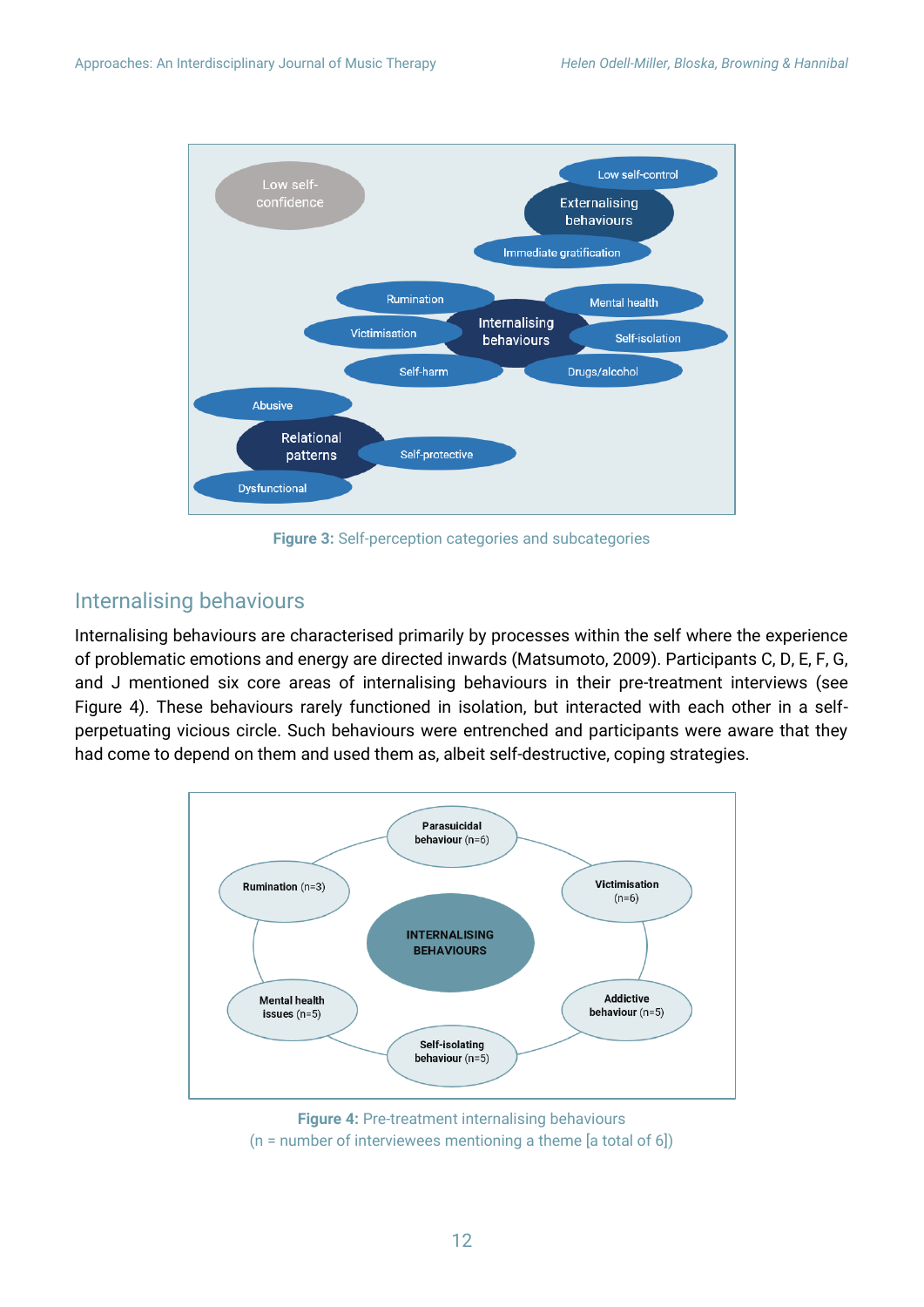Figure 3: Self-perception categories and subcategories

## Internalising behaviours

Internalising behaviours are characterised primarily by processes within the self where the experience of problematic emotions and energy are directed inwards (Matsumoto, 2009). Participants C, D, E, F, G, and J mentioned six core areas of internalising behaviours in their pre-treatment interviews (see Figure 4). These behaviours rarely functioned in isolation, but interacted with each other in a self-perpetuating vicious circle. Such behaviours were entrenched and participants were aware that they had come to depend on them and used them as, albeit self-destructive, coping strategies.

Figure 4: Pre-treatment internalising behaviours
(n = number of interviewees mentioning a theme [a total of 6])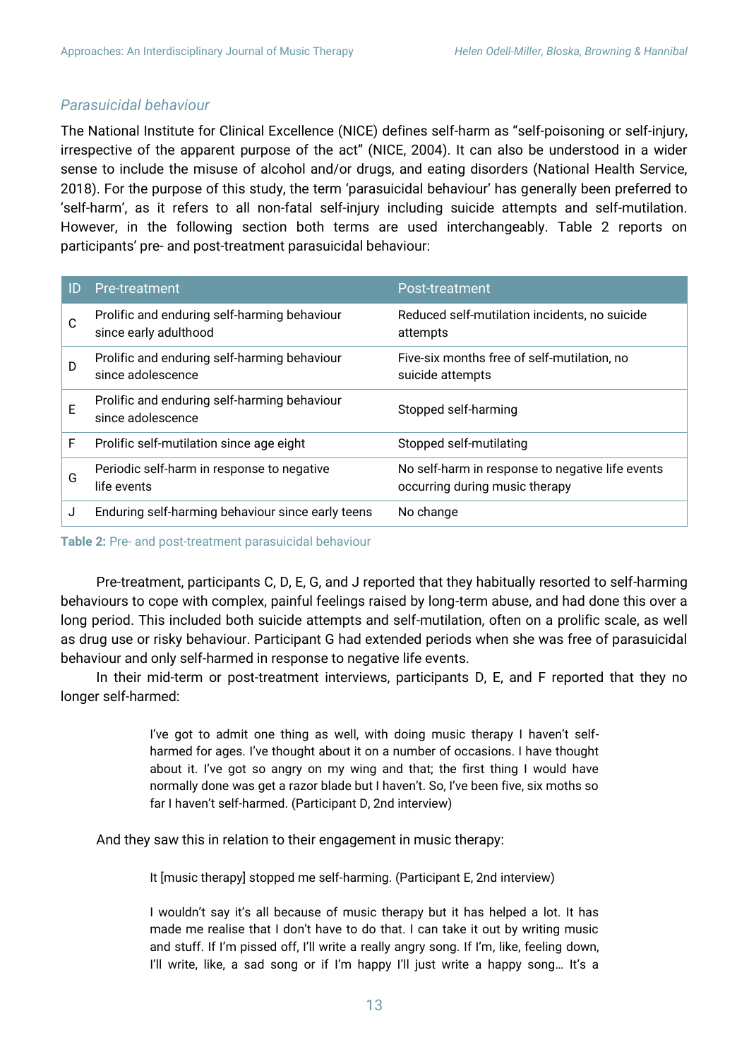### *Parasuicidal behaviour*

The National Institute for Clinical Excellence (NICE) defines self-harm as "self-poisoning or self-injury, irrespective of the apparent purpose of the act" (NICE, 2004). It can also be understood in a wider sense to include the misuse of alcohol and/or drugs, and eating disorders (National Health Service, 2018). For the purpose of this study, the term 'parasuicidal behaviour' has generally been preferred to 'self-harm', as it refers to all non-fatal self-injury including suicide attempts and self-mutilation. However, in the following section both terms are used interchangeably. Table 2 reports on participants' pre- and post-treatment parasuicidal behaviour:

| ID | Pre-treatment | Post-treatment |
|---|---|---|
| C | Prolific and enduring self-harming behaviour since early adulthood | Reduced self-mutilation incidents, no suicide attempts |
| D | Prolific and enduring self-harming behaviour since adolescence | Five-six months free of self-mutilation, no suicide attempts |
| E | Prolific and enduring self-harming behaviour since adolescence | Stopped self-harming |
| F | Prolific self-mutilation since age eight | Stopped self-mutilating |
| G | Periodic self-harm in response to negative life events | No self-harm in response to negative life events occurring during music therapy |
| J | Enduring self-harming behaviour since early teens | No change |

**Table 2:** Pre- and post-treatment parasuicidal behaviour

Pre-treatment, participants C, D, E, G, and J reported that they habitually resorted to self-harming behaviours to cope with complex, painful feelings raised by long-term abuse, and had done this over a long period. This included both suicide attempts and self-mutilation, often on a prolific scale, as well as drug use or risky behaviour. Participant G had extended periods when she was free of parasuicidal behaviour and only self-harmed in response to negative life events.

In their mid-term or post-treatment interviews, participants D, E, and F reported that they no longer self-harmed:

> I've got to admit one thing as well, with doing music therapy I haven't self-harmed for ages. I've thought about it on a number of occasions. I have thought about it. I've got so angry on my wing and that; the first thing I would have normally done was get a razor blade but I haven't. So, I've been five, six moths so far I haven't self-harmed. (Participant D, 2nd interview)

And they saw this in relation to their engagement in music therapy:

> It [music therapy] stopped me self-harming. (Participant E, 2nd interview)

> I wouldn't say it's all because of music therapy but it has helped a lot. It has made me realise that I don't have to do that. I can take it out by writing music and stuff. If I'm pissed off, I'll write a really angry song. If I'm, like, feeling down, I'll write, like, a sad song or if I'm happy I'll just write a happy song… It's a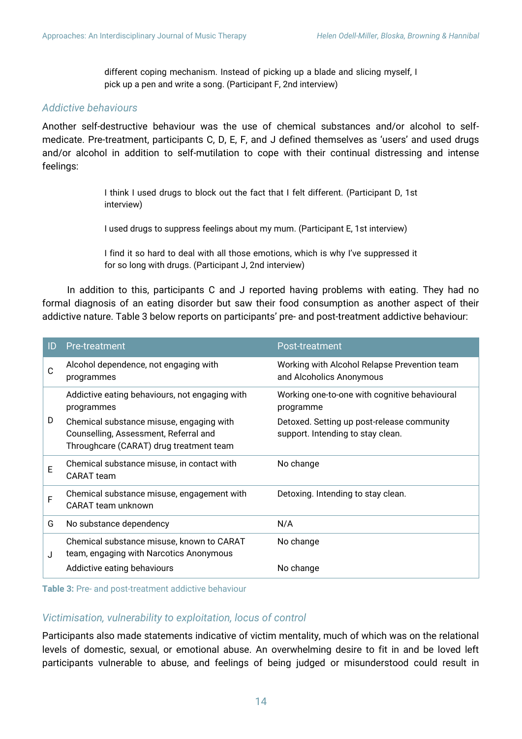> different coping mechanism. Instead of picking up a blade and slicing myself, I pick up a pen and write a song. (Participant F, 2nd interview)

### *Addictive behaviours*

Another self-destructive behaviour was the use of chemical substances and/or alcohol to self-medicate. Pre-treatment, participants C, D, E, F, and J defined themselves as 'users' and used drugs and/or alcohol in addition to self-mutilation to cope with their continual distressing and intense feelings:

> I think I used drugs to block out the fact that I felt different. (Participant D, 1st interview)

> I used drugs to suppress feelings about my mum. (Participant E, 1st interview)

> I find it so hard to deal with all those emotions, which is why I've suppressed it for so long with drugs. (Participant J, 2nd interview)

In addition to this, participants C and J reported having problems with eating. They had no formal diagnosis of an eating disorder but saw their food consumption as another aspect of their addictive nature. Table 3 below reports on participants' pre- and post-treatment addictive behaviour:

| ID | Pre-treatment | Post-treatment |
|---|---|---|
| C | Alcohol dependence, not engaging with programmes | Working with Alcohol Relapse Prevention team and Alcoholics Anonymous |
| D | Addictive eating behaviours, not engaging with programmes | Working one-to-one with cognitive behavioural programme |
| | Chemical substance misuse, engaging with Counselling, Assessment, Referral and Throughcare (CARAT) drug treatment team | Detoxed. Setting up post-release community support. Intending to stay clean. |
| E | Chemical substance misuse, in contact with CARAT team | No change |
| F | Chemical substance misuse, engagement with CARAT team unknown | Detoxing. Intending to stay clean. |
| G | No substance dependency | N/A |
| J | Chemical substance misuse, known to CARAT team, engaging with Narcotics Anonymous | No change |
| | Addictive eating behaviours | No change |

**Table 3:** Pre- and post-treatment addictive behaviour

### *Victimisation, vulnerability to exploitation, locus of control*

Participants also made statements indicative of victim mentality, much of which was on the relational levels of domestic, sexual, or emotional abuse. An overwhelming desire to fit in and be loved left participants vulnerable to abuse, and feelings of being judged or misunderstood could result in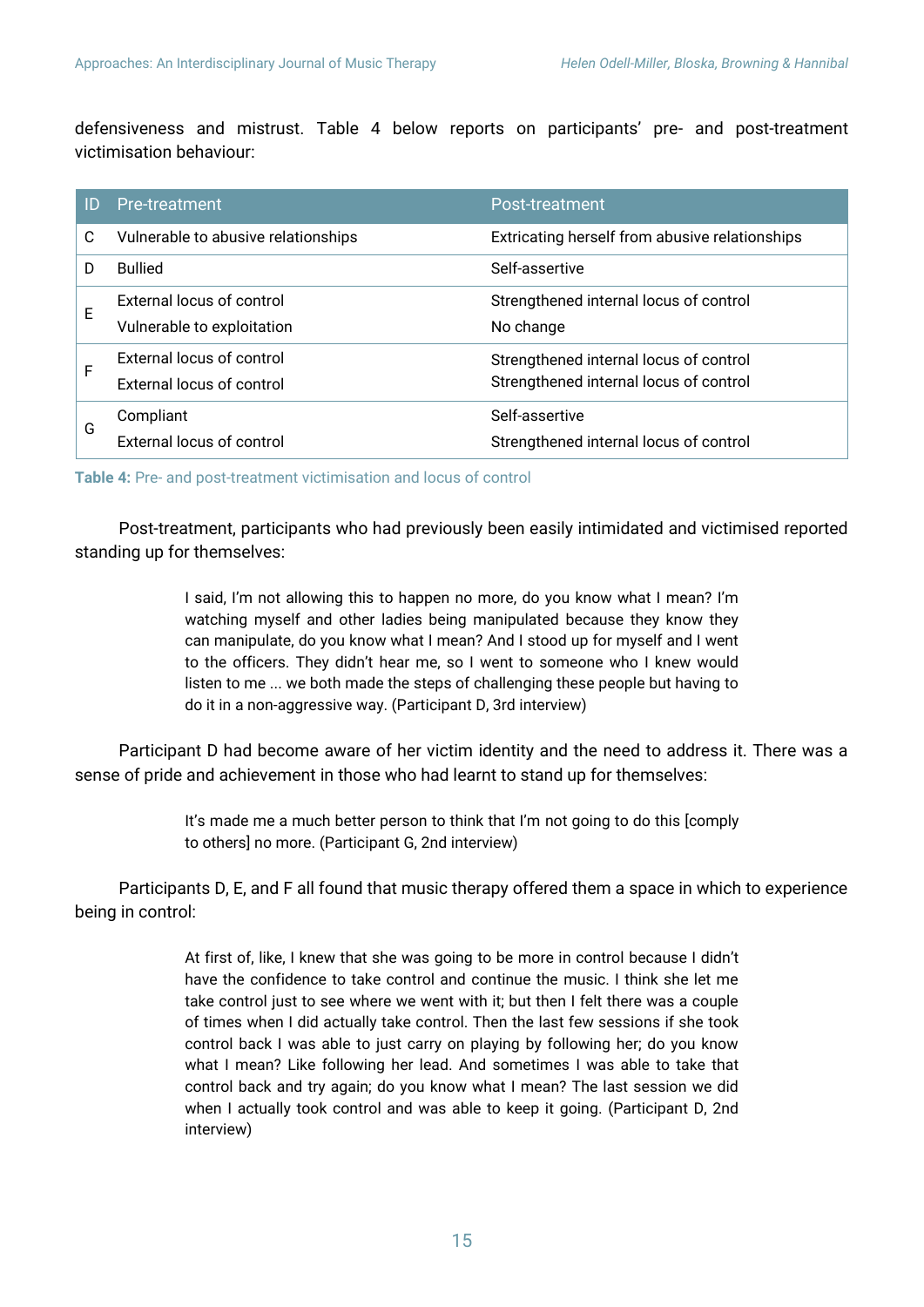defensiveness and mistrust. Table 4 below reports on participants' pre- and post-treatment victimisation behaviour:

| ID | Pre-treatment | Post-treatment |
|---|---|---|
| C | Vulnerable to abusive relationships | Extricating herself from abusive relationships |
| D | Bullied | Self-assertive |
| E | External locus of control<br>Vulnerable to exploitation | Strengthened internal locus of control<br>No change |
| F | External locus of control<br>External locus of control | Strengthened internal locus of control<br>Strengthened internal locus of control |
| G | Compliant<br>External locus of control | Self-assertive<br>Strengthened internal locus of control |

**Table 4:** Pre- and post-treatment victimisation and locus of control

Post-treatment, participants who had previously been easily intimidated and victimised reported standing up for themselves:

> I said, I'm not allowing this to happen no more, do you know what I mean? I'm watching myself and other ladies being manipulated because they know they can manipulate, do you know what I mean? And I stood up for myself and I went to the officers. They didn't hear me, so I went to someone who I knew would listen to me ... we both made the steps of challenging these people but having to do it in a non-aggressive way. (Participant D, 3rd interview)

Participant D had become aware of her victim identity and the need to address it. There was a sense of pride and achievement in those who had learnt to stand up for themselves:

> It's made me a much better person to think that I'm not going to do this [comply to others] no more. (Participant G, 2nd interview)

Participants D, E, and F all found that music therapy offered them a space in which to experience being in control:

> At first of, like, I knew that she was going to be more in control because I didn't have the confidence to take control and continue the music. I think she let me take control just to see where we went with it; but then I felt there was a couple of times when I did actually take control. Then the last few sessions if she took control back I was able to just carry on playing by following her; do you know what I mean? Like following her lead. And sometimes I was able to take that control back and try again; do you know what I mean? The last session we did when I actually took control and was able to keep it going. (Participant D, 2nd interview)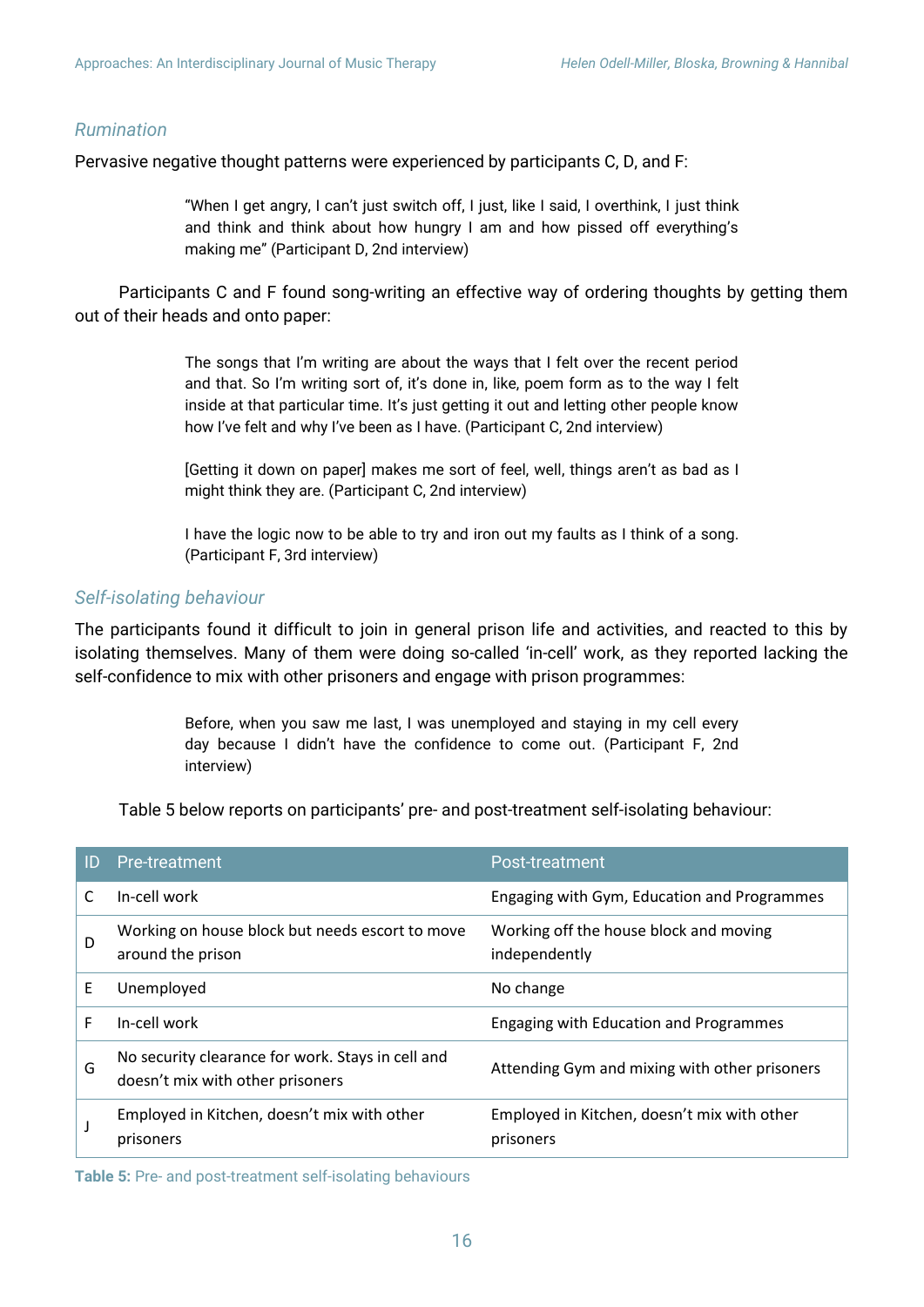### *Rumination*

Pervasive negative thought patterns were experienced by participants C, D, and F:

> "When I get angry, I can't just switch off, I just, like I said, I overthink, I just think and think and think about how hungry I am and how pissed off everything's making me" (Participant D, 2nd interview)

Participants C and F found song-writing an effective way of ordering thoughts by getting them out of their heads and onto paper:

> The songs that I'm writing are about the ways that I felt over the recent period and that. So I'm writing sort of, it's done in, like, poem form as to the way I felt inside at that particular time. It's just getting it out and letting other people know how I've felt and why I've been as I have. (Participant C, 2nd interview)

> [Getting it down on paper] makes me sort of feel, well, things aren't as bad as I might think they are. (Participant C, 2nd interview)

> I have the logic now to be able to try and iron out my faults as I think of a song. (Participant F, 3rd interview)

### *Self-isolating behaviour*

The participants found it difficult to join in general prison life and activities, and reacted to this by isolating themselves. Many of them were doing so-called 'in-cell' work, as they reported lacking the self-confidence to mix with other prisoners and engage with prison programmes:

> Before, when you saw me last, I was unemployed and staying in my cell every day because I didn't have the confidence to come out. (Participant F, 2nd interview)

Table 5 below reports on participants' pre- and post-treatment self-isolating behaviour:

| ID | Pre-treatment | Post-treatment |
|---|---|---|
| C | In-cell work | Engaging with Gym, Education and Programmes |
| D | Working on house block but needs escort to move around the prison | Working off the house block and moving independently |
| E | Unemployed | No change |
| F | In-cell work | Engaging with Education and Programmes |
| G | No security clearance for work. Stays in cell and doesn't mix with other prisoners | Attending Gym and mixing with other prisoners |
| J | Employed in Kitchen, doesn't mix with other prisoners | Employed in Kitchen, doesn't mix with other prisoners |

**Table 5:** Pre- and post-treatment self-isolating behaviours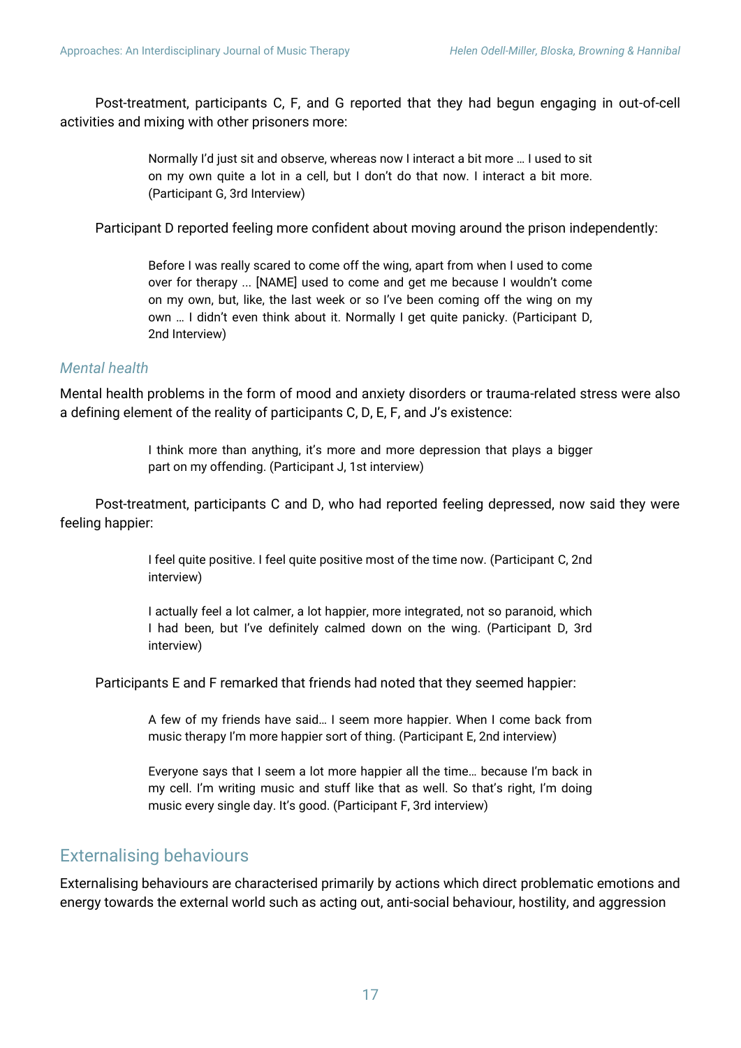Post-treatment, participants C, F, and G reported that they had begun engaging in out-of-cell activities and mixing with other prisoners more:

> Normally I'd just sit and observe, whereas now I interact a bit more … I used to sit on my own quite a lot in a cell, but I don't do that now. I interact a bit more. (Participant G, 3rd Interview)

Participant D reported feeling more confident about moving around the prison independently:

> Before I was really scared to come off the wing, apart from when I used to come over for therapy ... [NAME] used to come and get me because I wouldn't come on my own, but, like, the last week or so I've been coming off the wing on my own … I didn't even think about it. Normally I get quite panicky. (Participant D, 2nd Interview)

### *Mental health*

Mental health problems in the form of mood and anxiety disorders or trauma-related stress were also a defining element of the reality of participants C, D, E, F, and J's existence:

> I think more than anything, it's more and more depression that plays a bigger part on my offending. (Participant J, 1st interview)

Post-treatment, participants C and D, who had reported feeling depressed, now said they were feeling happier:

> I feel quite positive. I feel quite positive most of the time now. (Participant C, 2nd interview)

> I actually feel a lot calmer, a lot happier, more integrated, not so paranoid, which I had been, but I've definitely calmed down on the wing. (Participant D, 3rd interview)

Participants E and F remarked that friends had noted that they seemed happier:

> A few of my friends have said… I seem more happier. When I come back from music therapy I'm more happier sort of thing. (Participant E, 2nd interview)

> Everyone says that I seem a lot more happier all the time… because I'm back in my cell. I'm writing music and stuff like that as well. So that's right, I'm doing music every single day. It's good. (Participant F, 3rd interview)

## Externalising behaviours

Externalising behaviours are characterised primarily by actions which direct problematic emotions and energy towards the external world such as acting out, anti-social behaviour, hostility, and aggression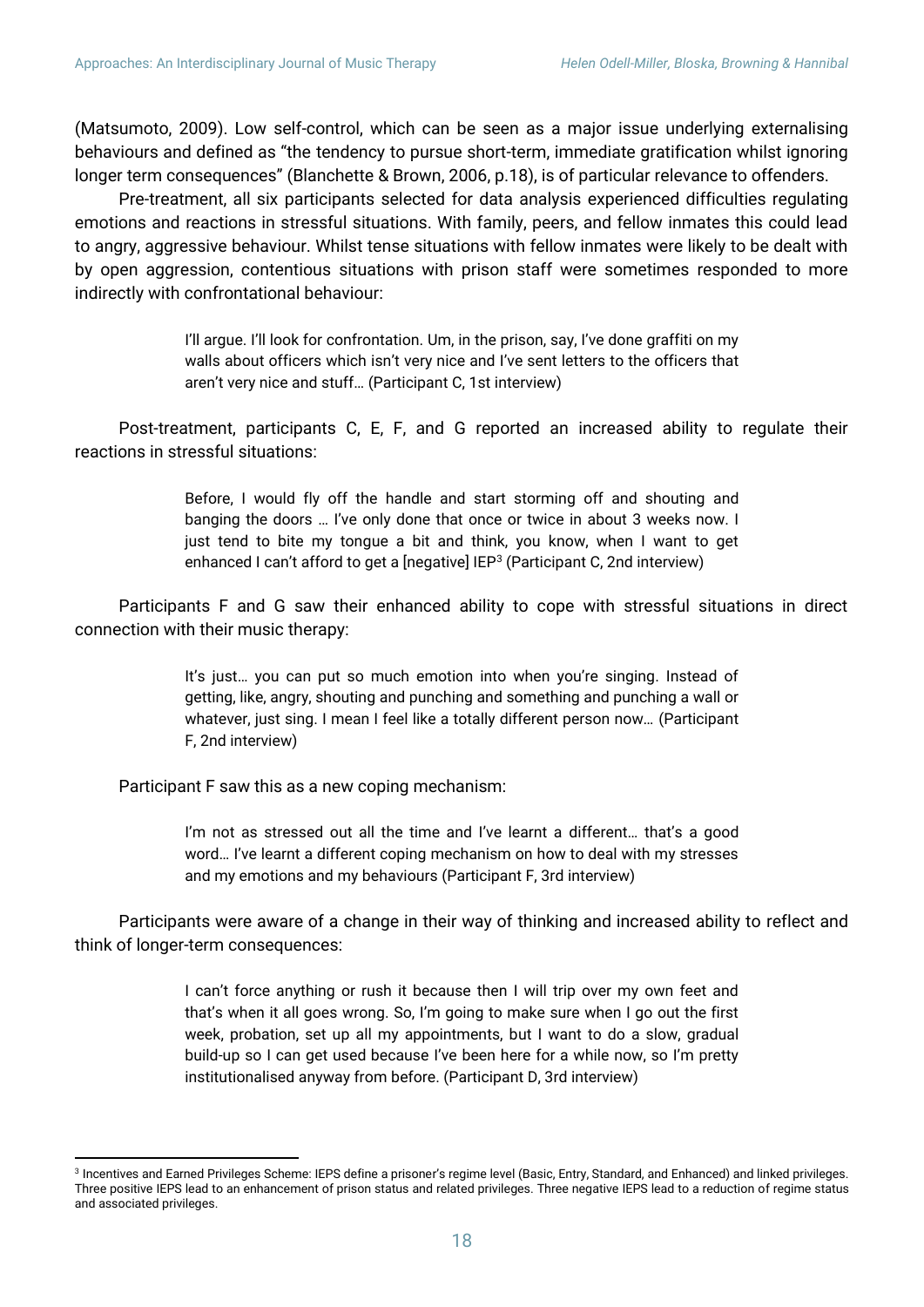(Matsumoto, 2009). Low self-control, which can be seen as a major issue underlying externalising behaviours and defined as "the tendency to pursue short-term, immediate gratification whilst ignoring longer term consequences" (Blanchette & Brown, 2006, p.18), is of particular relevance to offenders.

Pre-treatment, all six participants selected for data analysis experienced difficulties regulating emotions and reactions in stressful situations. With family, peers, and fellow inmates this could lead to angry, aggressive behaviour. Whilst tense situations with fellow inmates were likely to be dealt with by open aggression, contentious situations with prison staff were sometimes responded to more indirectly with confrontational behaviour:

> I'll argue. I'll look for confrontation. Um, in the prison, say, I've done graffiti on my walls about officers which isn't very nice and I've sent letters to the officers that aren't very nice and stuff… (Participant C, 1st interview)

Post-treatment, participants C, E, F, and G reported an increased ability to regulate their reactions in stressful situations:

> Before, I would fly off the handle and start storming off and shouting and banging the doors … I've only done that once or twice in about 3 weeks now. I just tend to bite my tongue a bit and think, you know, when I want to get enhanced I can't afford to get a [negative] IEP[3] (Participant C, 2nd interview)

Participants F and G saw their enhanced ability to cope with stressful situations in direct connection with their music therapy:

> It's just… you can put so much emotion into when you're singing. Instead of getting, like, angry, shouting and punching and something and punching a wall or whatever, just sing. I mean I feel like a totally different person now… (Participant F, 2nd interview)

Participant F saw this as a new coping mechanism:

> I'm not as stressed out all the time and I've learnt a different… that's a good word… I've learnt a different coping mechanism on how to deal with my stresses and my emotions and my behaviours (Participant F, 3rd interview)

Participants were aware of a change in their way of thinking and increased ability to reflect and think of longer-term consequences:

> I can't force anything or rush it because then I will trip over my own feet and that's when it all goes wrong. So, I'm going to make sure when I go out the first week, probation, set up all my appointments, but I want to do a slow, gradual build-up so I can get used because I've been here for a while now, so I'm pretty institutionalised anyway from before. (Participant D, 3rd interview)

---

[3] Incentives and Earned Privileges Scheme: IEPS define a prisoner's regime level (Basic, Entry, Standard, and Enhanced) and linked privileges. Three positive IEPS lead to an enhancement of prison status and related privileges. Three negative IEPS lead to a reduction of regime status and associated privileges.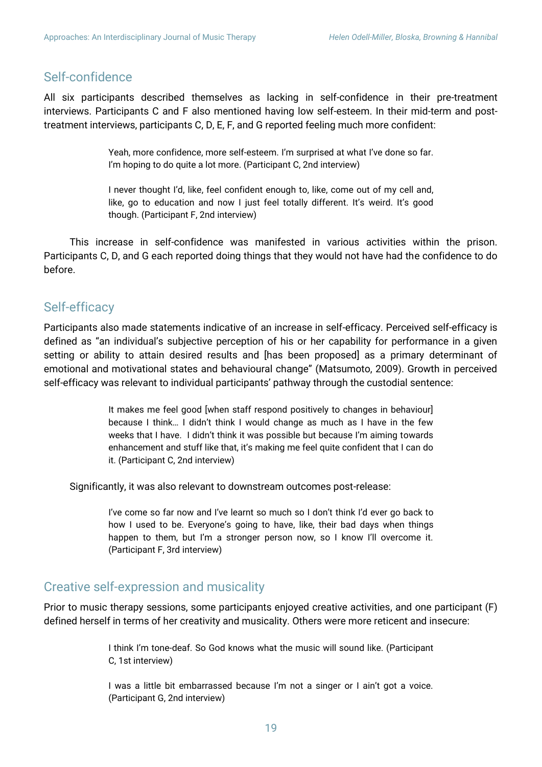## Self-confidence

All six participants described themselves as lacking in self-confidence in their pre-treatment interviews. Participants C and F also mentioned having low self-esteem. In their mid-term and post-treatment interviews, participants C, D, E, F, and G reported feeling much more confident:

> Yeah, more confidence, more self-esteem. I'm surprised at what I've done so far. I'm hoping to do quite a lot more. (Participant C, 2nd interview)

> I never thought I'd, like, feel confident enough to, like, come out of my cell and, like, go to education and now I just feel totally different. It's weird. It's good though. (Participant F, 2nd interview)

This increase in self-confidence was manifested in various activities within the prison. Participants C, D, and G each reported doing things that they would not have had the confidence to do before.

## Self-efficacy

Participants also made statements indicative of an increase in self-efficacy. Perceived self-efficacy is defined as "an individual's subjective perception of his or her capability for performance in a given setting or ability to attain desired results and [has been proposed] as a primary determinant of emotional and motivational states and behavioural change" (Matsumoto, 2009). Growth in perceived self-efficacy was relevant to individual participants' pathway through the custodial sentence:

> It makes me feel good [when staff respond positively to changes in behaviour] because I think… I didn't think I would change as much as I have in the few weeks that I have. I didn't think it was possible but because I'm aiming towards enhancement and stuff like that, it's making me feel quite confident that I can do it. (Participant C, 2nd interview)

Significantly, it was also relevant to downstream outcomes post-release:

> I've come so far now and I've learnt so much so I don't think I'd ever go back to how I used to be. Everyone's going to have, like, their bad days when things happen to them, but I'm a stronger person now, so I know I'll overcome it. (Participant F, 3rd interview)

## Creative self-expression and musicality

Prior to music therapy sessions, some participants enjoyed creative activities, and one participant (F) defined herself in terms of her creativity and musicality. Others were more reticent and insecure:

> I think I'm tone-deaf. So God knows what the music will sound like. (Participant C, 1st interview)

> I was a little bit embarrassed because I'm not a singer or I ain't got a voice. (Participant G, 2nd interview)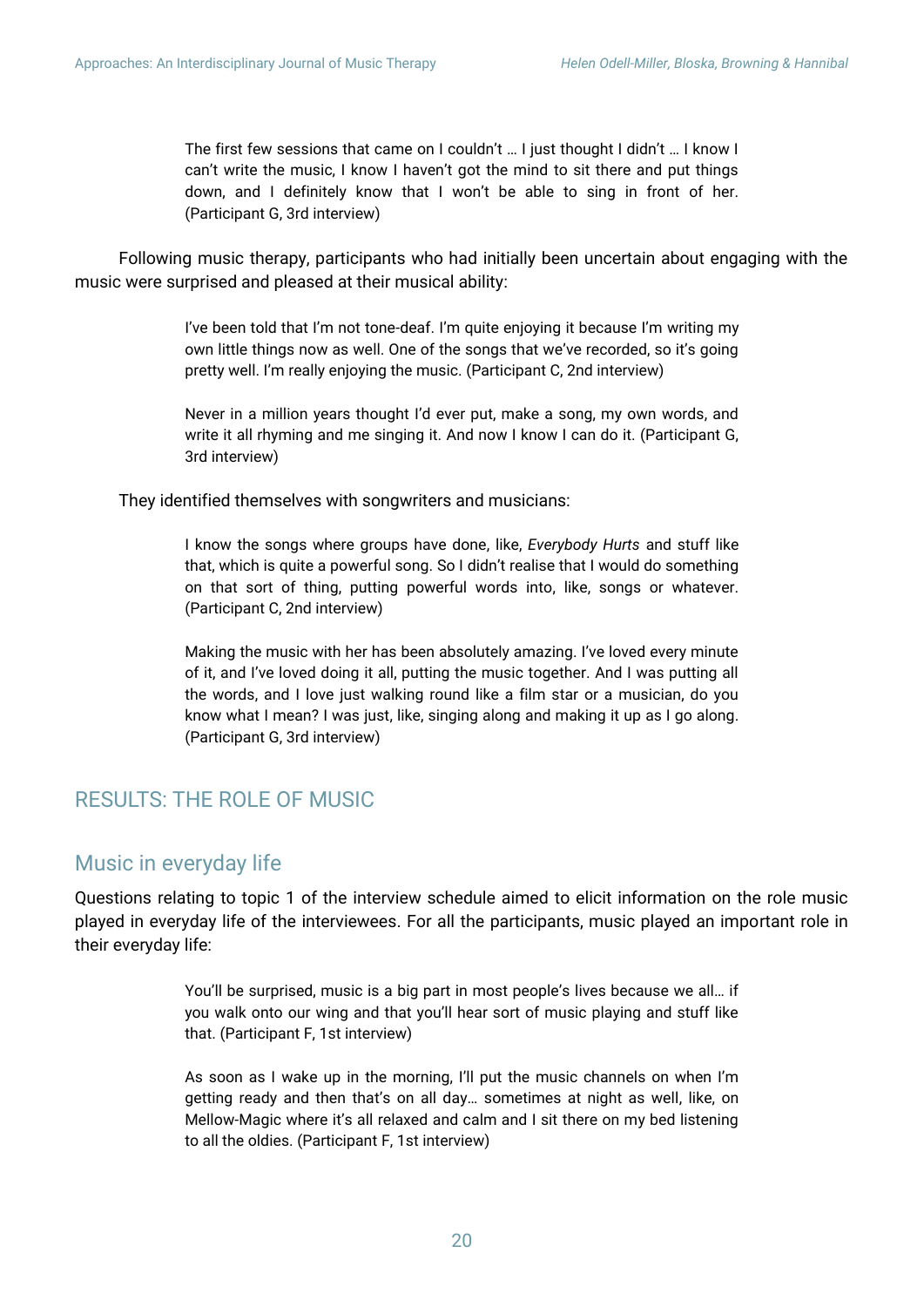> The first few sessions that came on I couldn't … I just thought I didn't … I know I can't write the music, I know I haven't got the mind to sit there and put things down, and I definitely know that I won't be able to sing in front of her. (Participant G, 3rd interview)

Following music therapy, participants who had initially been uncertain about engaging with the music were surprised and pleased at their musical ability:

> I've been told that I'm not tone-deaf. I'm quite enjoying it because I'm writing my own little things now as well. One of the songs that we've recorded, so it's going pretty well. I'm really enjoying the music. (Participant C, 2nd interview)

> Never in a million years thought I'd ever put, make a song, my own words, and write it all rhyming and me singing it. And now I know I can do it. (Participant G, 3rd interview)

They identified themselves with songwriters and musicians:

> I know the songs where groups have done, like, *Everybody Hurts* and stuff like that, which is quite a powerful song. So I didn't realise that I would do something on that sort of thing, putting powerful words into, like, songs or whatever. (Participant C, 2nd interview)

> Making the music with her has been absolutely amazing. I've loved every minute of it, and I've loved doing it all, putting the music together. And I was putting all the words, and I love just walking round like a film star or a musician, do you know what I mean? I was just, like, singing along and making it up as I go along. (Participant G, 3rd interview)

## RESULTS: THE ROLE OF MUSIC

### Music in everyday life

Questions relating to topic 1 of the interview schedule aimed to elicit information on the role music played in everyday life of the interviewees. For all the participants, music played an important role in their everyday life:

> You'll be surprised, music is a big part in most people's lives because we all… if you walk onto our wing and that you'll hear sort of music playing and stuff like that. (Participant F, 1st interview)

> As soon as I wake up in the morning, I'll put the music channels on when I'm getting ready and then that's on all day… sometimes at night as well, like, on Mellow-Magic where it's all relaxed and calm and I sit there on my bed listening to all the oldies. (Participant F, 1st interview)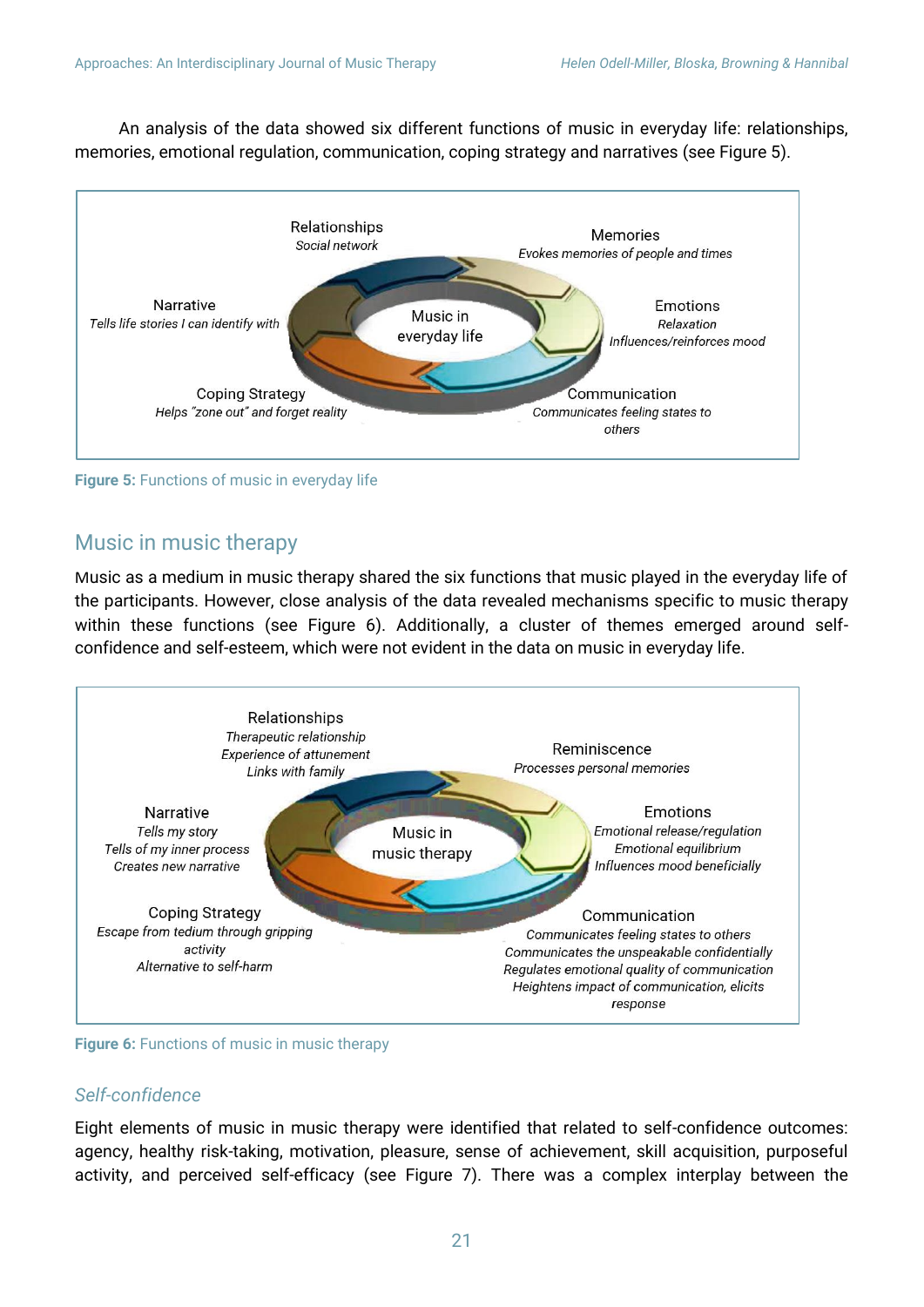An analysis of the data showed six different functions of music in everyday life: relationships, memories, emotional regulation, communication, coping strategy and narratives (see Figure 5).

Relationships
*Social network*

Memories
*Evokes memories of people and times*

Narrative
*Tells life stories I can identify with*

Music in everyday life

Emotions
*Relaxation*
*Influences/reinforces mood*

Coping Strategy
*Helps "zone out" and forget reality*

Communication
*Communicates feeling states to others*

**Figure 5:** Functions of music in everyday life

## Music in music therapy

Music as a medium in music therapy shared the six functions that music played in the everyday life of the participants. However, close analysis of the data revealed mechanisms specific to music therapy within these functions (see Figure 6). Additionally, a cluster of themes emerged around self-confidence and self-esteem, which were not evident in the data on music in everyday life.

Relationships
*Therapeutic relationship*
*Experience of attunement*
*Links with family*

Reminiscence
*Processes personal memories*

Narrative
*Tells my story*
*Tells of my inner process*
*Creates new narrative*

Music in music therapy

Emotions
*Emotional release/regulation*
*Emotional equilibrium*
*Influences mood beneficially*

Coping Strategy
*Escape from tedium through gripping activity*
*Alternative to self-harm*

Communication
*Communicates feeling states to others*
*Communicates the unspeakable confidentially*
*Regulates emotional quality of communication*
*Heightens impact of communication, elicits response*

**Figure 6:** Functions of music in music therapy

### *Self-confidence*

Eight elements of music in music therapy were identified that related to self-confidence outcomes: agency, healthy risk-taking, motivation, pleasure, sense of achievement, skill acquisition, purposeful activity, and perceived self-efficacy (see Figure 7). There was a complex interplay between the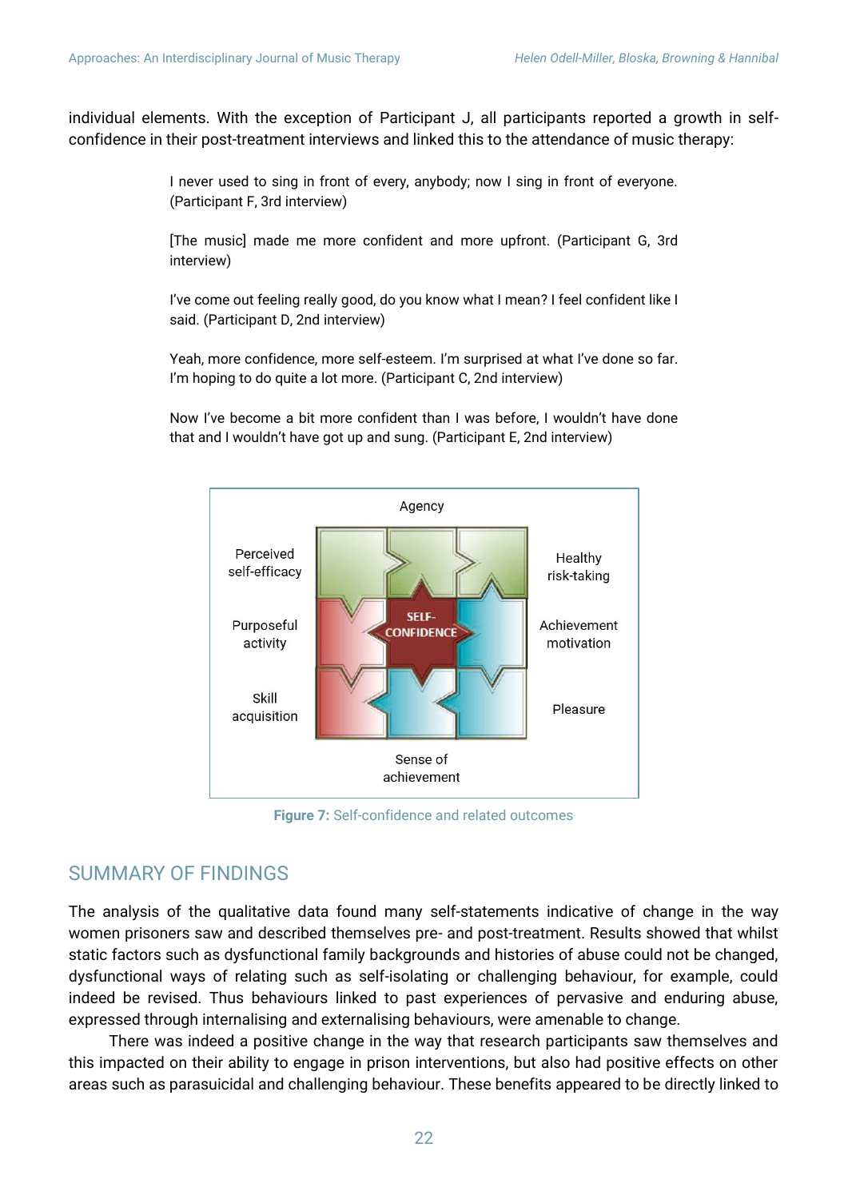individual elements. With the exception of Participant J, all participants reported a growth in self-confidence in their post-treatment interviews and linked this to the attendance of music therapy:

> I never used to sing in front of every, anybody; now I sing in front of everyone. (Participant F, 3rd interview)

> [The music] made me more confident and more upfront. (Participant G, 3rd interview)

> I've come out feeling really good, do you know what I mean? I feel confident like I said. (Participant D, 2nd interview)

> Yeah, more confidence, more self-esteem. I'm surprised at what I've done so far. I'm hoping to do quite a lot more. (Participant C, 2nd interview)

> Now I've become a bit more confident than I was before, I wouldn't have done that and I wouldn't have got up and sung. (Participant E, 2nd interview)

Agency

Perceived self-efficacy | SELF-CONFIDENCE | Healthy risk-taking

Purposeful activity | Achievement motivation

Skill acquisition | Pleasure

Sense of achievement

**Figure 7:** Self-confidence and related outcomes

## SUMMARY OF FINDINGS

The analysis of the qualitative data found many self-statements indicative of change in the way women prisoners saw and described themselves pre- and post-treatment. Results showed that whilst static factors such as dysfunctional family backgrounds and histories of abuse could not be changed, dysfunctional ways of relating such as self-isolating or challenging behaviour, for example, could indeed be revised. Thus behaviours linked to past experiences of pervasive and enduring abuse, expressed through internalising and externalising behaviours, were amenable to change.

There was indeed a positive change in the way that research participants saw themselves and this impacted on their ability to engage in prison interventions, but also had positive effects on other areas such as parasuicidal and challenging behaviour. These benefits appeared to be directly linked to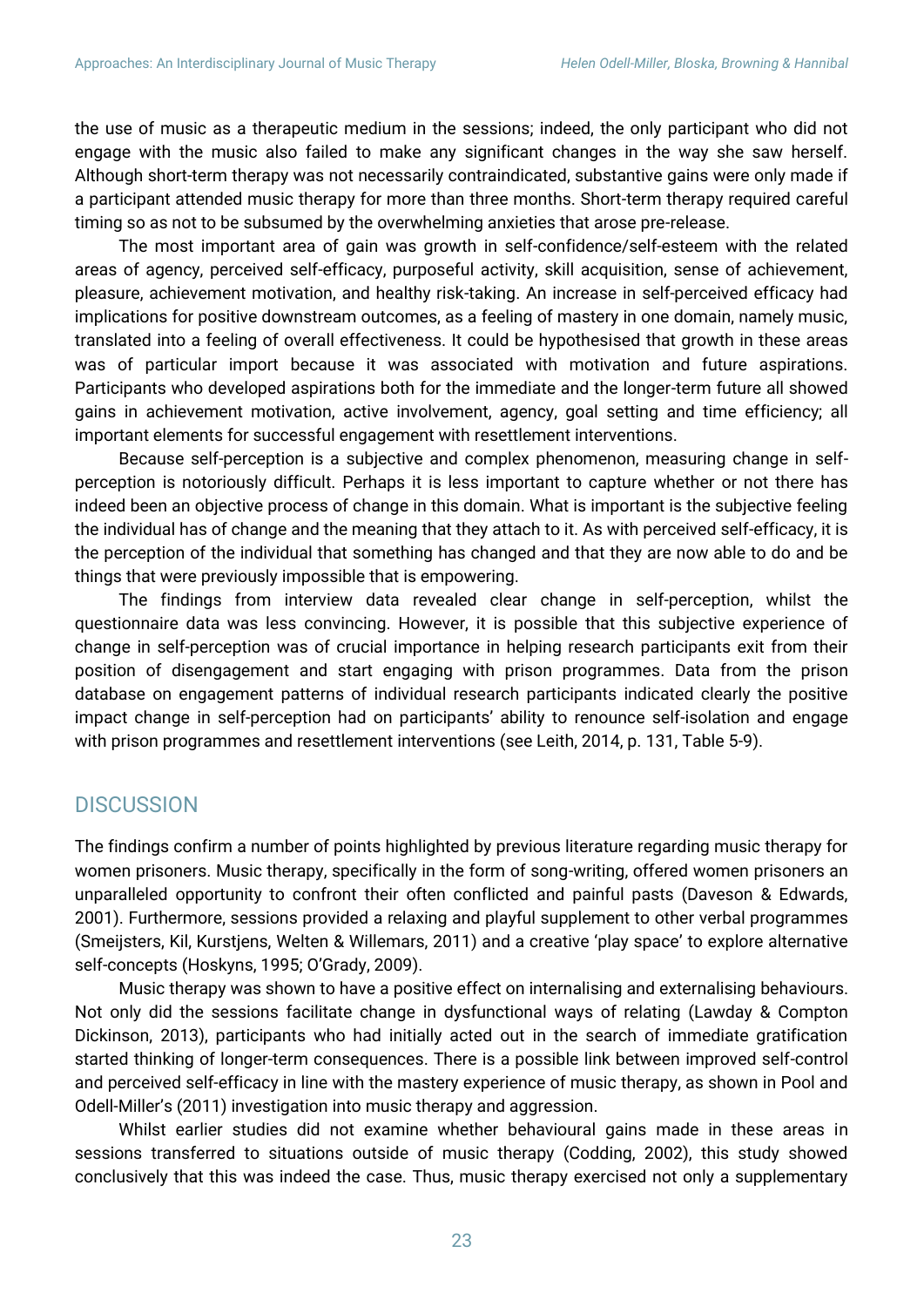the use of music as a therapeutic medium in the sessions; indeed, the only participant who did not engage with the music also failed to make any significant changes in the way she saw herself. Although short-term therapy was not necessarily contraindicated, substantive gains were only made if a participant attended music therapy for more than three months. Short-term therapy required careful timing so as not to be subsumed by the overwhelming anxieties that arose pre-release.

The most important area of gain was growth in self-confidence/self-esteem with the related areas of agency, perceived self-efficacy, purposeful activity, skill acquisition, sense of achievement, pleasure, achievement motivation, and healthy risk-taking. An increase in self-perceived efficacy had implications for positive downstream outcomes, as a feeling of mastery in one domain, namely music, translated into a feeling of overall effectiveness. It could be hypothesised that growth in these areas was of particular import because it was associated with motivation and future aspirations. Participants who developed aspirations both for the immediate and the longer-term future all showed gains in achievement motivation, active involvement, agency, goal setting and time efficiency; all important elements for successful engagement with resettlement interventions.

Because self-perception is a subjective and complex phenomenon, measuring change in self-perception is notoriously difficult. Perhaps it is less important to capture whether or not there has indeed been an objective process of change in this domain. What is important is the subjective feeling the individual has of change and the meaning that they attach to it. As with perceived self-efficacy, it is the perception of the individual that something has changed and that they are now able to do and be things that were previously impossible that is empowering.

The findings from interview data revealed clear change in self-perception, whilst the questionnaire data was less convincing. However, it is possible that this subjective experience of change in self-perception was of crucial importance in helping research participants exit from their position of disengagement and start engaging with prison programmes. Data from the prison database on engagement patterns of individual research participants indicated clearly the positive impact change in self-perception had on participants' ability to renounce self-isolation and engage with prison programmes and resettlement interventions (see Leith, 2014, p. 131, Table 5-9).

## DISCUSSION

The findings confirm a number of points highlighted by previous literature regarding music therapy for women prisoners. Music therapy, specifically in the form of song-writing, offered women prisoners an unparalleled opportunity to confront their often conflicted and painful pasts (Daveson & Edwards, 2001). Furthermore, sessions provided a relaxing and playful supplement to other verbal programmes (Smeijsters, Kil, Kurstjens, Welten & Willemars, 2011) and a creative 'play space' to explore alternative self-concepts (Hoskyns, 1995; O'Grady, 2009).

Music therapy was shown to have a positive effect on internalising and externalising behaviours. Not only did the sessions facilitate change in dysfunctional ways of relating (Lawday & Compton Dickinson, 2013), participants who had initially acted out in the search of immediate gratification started thinking of longer-term consequences. There is a possible link between improved self-control and perceived self-efficacy in line with the mastery experience of music therapy, as shown in Pool and Odell-Miller's (2011) investigation into music therapy and aggression.

Whilst earlier studies did not examine whether behavioural gains made in these areas in sessions transferred to situations outside of music therapy (Codding, 2002), this study showed conclusively that this was indeed the case. Thus, music therapy exercised not only a supplementary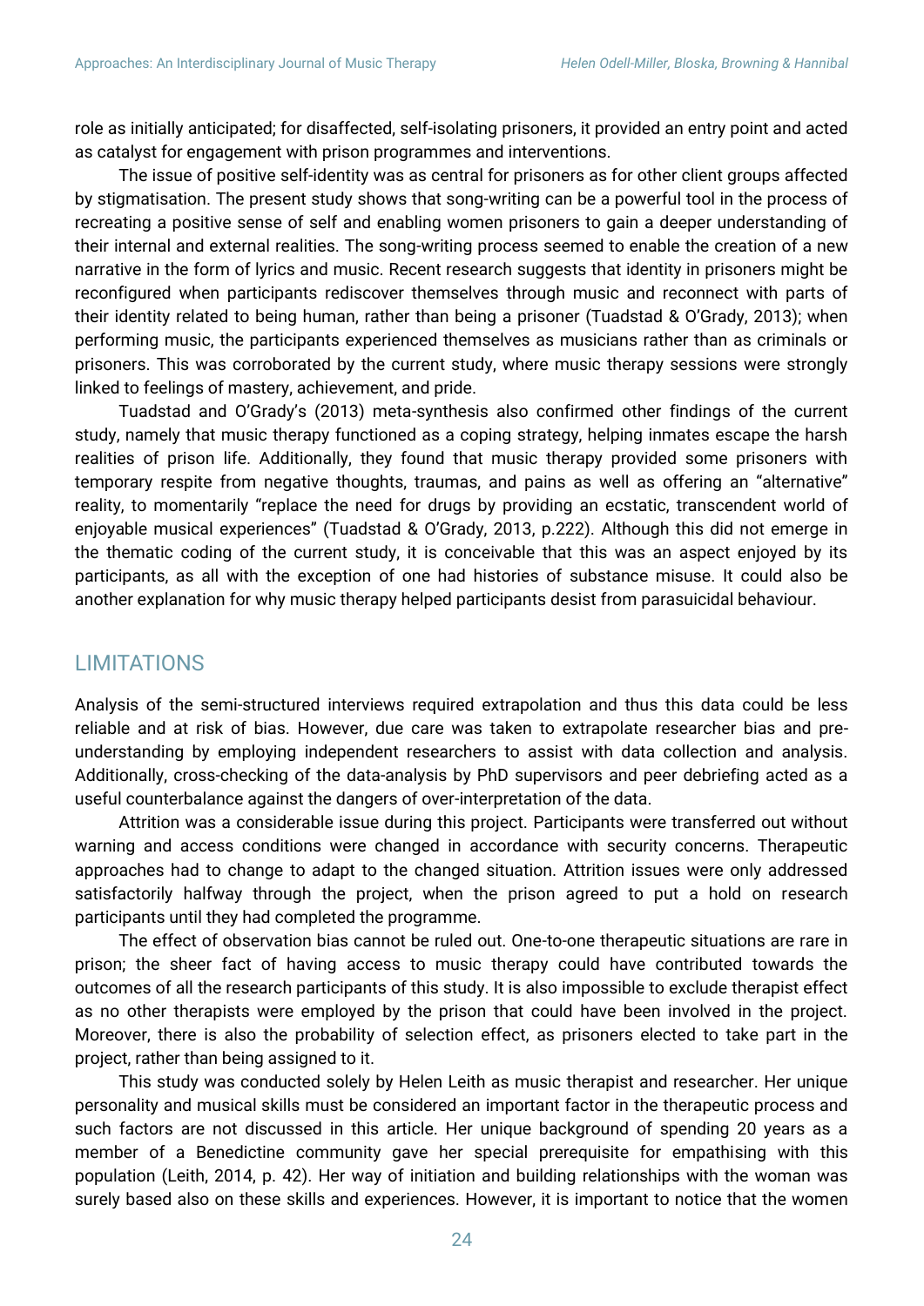role as initially anticipated; for disaffected, self-isolating prisoners, it provided an entry point and acted as catalyst for engagement with prison programmes and interventions.

The issue of positive self-identity was as central for prisoners as for other client groups affected by stigmatisation. The present study shows that song-writing can be a powerful tool in the process of recreating a positive sense of self and enabling women prisoners to gain a deeper understanding of their internal and external realities. The song-writing process seemed to enable the creation of a new narrative in the form of lyrics and music. Recent research suggests that identity in prisoners might be reconfigured when participants rediscover themselves through music and reconnect with parts of their identity related to being human, rather than being a prisoner (Tuadstad & O'Grady, 2013); when performing music, the participants experienced themselves as musicians rather than as criminals or prisoners. This was corroborated by the current study, where music therapy sessions were strongly linked to feelings of mastery, achievement, and pride.

Tuadstad and O'Grady's (2013) meta-synthesis also confirmed other findings of the current study, namely that music therapy functioned as a coping strategy, helping inmates escape the harsh realities of prison life. Additionally, they found that music therapy provided some prisoners with temporary respite from negative thoughts, traumas, and pains as well as offering an "alternative" reality, to momentarily "replace the need for drugs by providing an ecstatic, transcendent world of enjoyable musical experiences" (Tuadstad & O'Grady, 2013, p.222). Although this did not emerge in the thematic coding of the current study, it is conceivable that this was an aspect enjoyed by its participants, as all with the exception of one had histories of substance misuse. It could also be another explanation for why music therapy helped participants desist from parasuicidal behaviour.

## LIMITATIONS

Analysis of the semi-structured interviews required extrapolation and thus this data could be less reliable and at risk of bias. However, due care was taken to extrapolate researcher bias and pre-understanding by employing independent researchers to assist with data collection and analysis. Additionally, cross-checking of the data-analysis by PhD supervisors and peer debriefing acted as a useful counterbalance against the dangers of over-interpretation of the data.

Attrition was a considerable issue during this project. Participants were transferred out without warning and access conditions were changed in accordance with security concerns. Therapeutic approaches had to change to adapt to the changed situation. Attrition issues were only addressed satisfactorily halfway through the project, when the prison agreed to put a hold on research participants until they had completed the programme.

The effect of observation bias cannot be ruled out. One-to-one therapeutic situations are rare in prison; the sheer fact of having access to music therapy could have contributed towards the outcomes of all the research participants of this study. It is also impossible to exclude therapist effect as no other therapists were employed by the prison that could have been involved in the project. Moreover, there is also the probability of selection effect, as prisoners elected to take part in the project, rather than being assigned to it.

This study was conducted solely by Helen Leith as music therapist and researcher. Her unique personality and musical skills must be considered an important factor in the therapeutic process and such factors are not discussed in this article. Her unique background of spending 20 years as a member of a Benedictine community gave her special prerequisite for empathising with this population (Leith, 2014, p. 42). Her way of initiation and building relationships with the woman was surely based also on these skills and experiences. However, it is important to notice that the women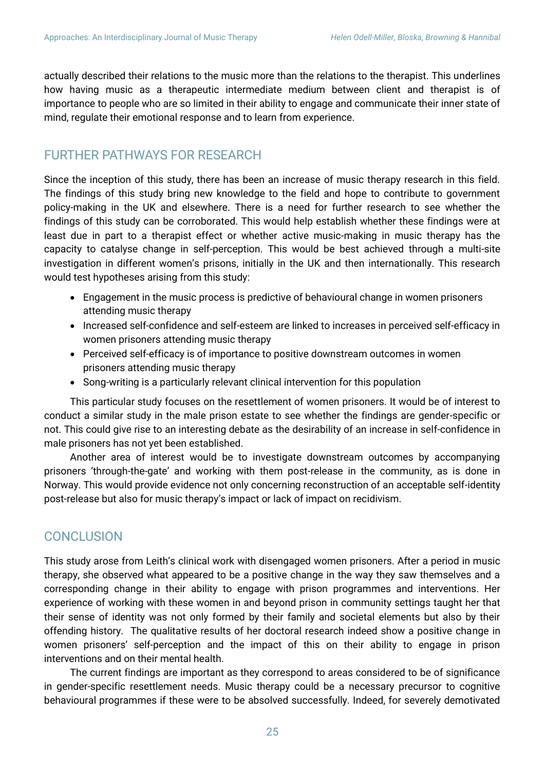actually described their relations to the music more than the relations to the therapist. This underlines how having music as a therapeutic intermediate medium between client and therapist is of importance to people who are so limited in their ability to engage and communicate their inner state of mind, regulate their emotional response and to learn from experience.

## FURTHER PATHWAYS FOR RESEARCH

Since the inception of this study, there has been an increase of music therapy research in this field. The findings of this study bring new knowledge to the field and hope to contribute to government policy-making in the UK and elsewhere. There is a need for further research to see whether the findings of this study can be corroborated. This would help establish whether these findings were at least due in part to a therapist effect or whether active music-making in music therapy has the capacity to catalyse change in self-perception. This would be best achieved through a multi-site investigation in different women's prisons, initially in the UK and then internationally. This research would test hypotheses arising from this study:

- Engagement in the music process is predictive of behavioural change in women prisoners attending music therapy
- Increased self-confidence and self-esteem are linked to increases in perceived self-efficacy in women prisoners attending music therapy
- Perceived self-efficacy is of importance to positive downstream outcomes in women prisoners attending music therapy
- Song-writing is a particularly relevant clinical intervention for this population

This particular study focuses on the resettlement of women prisoners. It would be of interest to conduct a similar study in the male prison estate to see whether the findings are gender-specific or not. This could give rise to an interesting debate as the desirability of an increase in self-confidence in male prisoners has not yet been established.

Another area of interest would be to investigate downstream outcomes by accompanying prisoners 'through-the-gate' and working with them post-release in the community, as is done in Norway. This would provide evidence not only concerning reconstruction of an acceptable self-identity post-release but also for music therapy's impact or lack of impact on recidivism.

## CONCLUSION

This study arose from Leith's clinical work with disengaged women prisoners. After a period in music therapy, she observed what appeared to be a positive change in the way they saw themselves and a corresponding change in their ability to engage with prison programmes and interventions. Her experience of working with these women in and beyond prison in community settings taught her that their sense of identity was not only formed by their family and societal elements but also by their offending history. The qualitative results of her doctoral research indeed show a positive change in women prisoners' self-perception and the impact of this on their ability to engage in prison interventions and on their mental health.

The current findings are important as they correspond to areas considered to be of significance in gender-specific resettlement needs. Music therapy could be a necessary precursor to cognitive behavioural programmes if these were to be absolved successfully. Indeed, for severely demotivated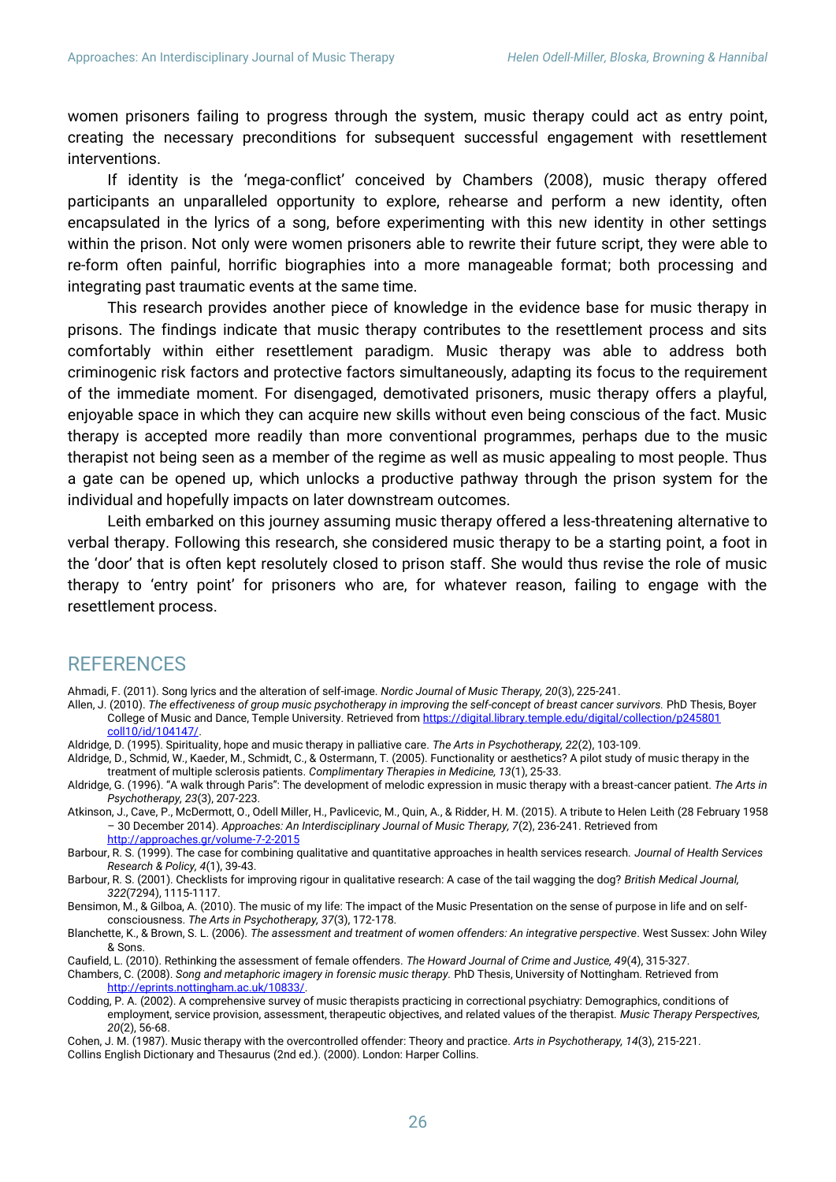women prisoners failing to progress through the system, music therapy could act as entry point, creating the necessary preconditions for subsequent successful engagement with resettlement interventions.

If identity is the 'mega-conflict' conceived by Chambers (2008), music therapy offered participants an unparalleled opportunity to explore, rehearse and perform a new identity, often encapsulated in the lyrics of a song, before experimenting with this new identity in other settings within the prison. Not only were women prisoners able to rewrite their future script, they were able to re-form often painful, horrific biographies into a more manageable format; both processing and integrating past traumatic events at the same time.

This research provides another piece of knowledge in the evidence base for music therapy in prisons. The findings indicate that music therapy contributes to the resettlement process and sits comfortably within either resettlement paradigm. Music therapy was able to address both criminogenic risk factors and protective factors simultaneously, adapting its focus to the requirement of the immediate moment. For disengaged, demotivated prisoners, music therapy offers a playful, enjoyable space in which they can acquire new skills without even being conscious of the fact. Music therapy is accepted more readily than more conventional programmes, perhaps due to the music therapist not being seen as a member of the regime as well as music appealing to most people. Thus a gate can be opened up, which unlocks a productive pathway through the prison system for the individual and hopefully impacts on later downstream outcomes.

Leith embarked on this journey assuming music therapy offered a less-threatening alternative to verbal therapy. Following this research, she considered music therapy to be a starting point, a foot in the 'door' that is often kept resolutely closed to prison staff. She would thus revise the role of music therapy to 'entry point' for prisoners who are, for whatever reason, failing to engage with the resettlement process.

## REFERENCES

Ahmadi, F. (2011). Song lyrics and the alteration of self-image. *Nordic Journal of Music Therapy, 20*(3), 225-241.

Allen, J. (2010). *The effectiveness of group music psychotherapy in improving the self-concept of breast cancer survivors.* PhD Thesis, Boyer College of Music and Dance, Temple University. Retrieved from https://digital.library.temple.edu/digital/collection/p245801coll10/id/104147/.

Aldridge, D. (1995). Spirituality, hope and music therapy in palliative care. *The Arts in Psychotherapy, 22*(2), 103-109.

Aldridge, D., Schmid, W., Kaeder, M., Schmidt, C., & Ostermann, T. (2005). Functionality or aesthetics? A pilot study of music therapy in the treatment of multiple sclerosis patients. *Complimentary Therapies in Medicine, 13*(1), 25-33.

Aldridge, G. (1996). "A walk through Paris": The development of melodic expression in music therapy with a breast-cancer patient. *The Arts in Psychotherapy, 23*(3), 207-223.

Atkinson, J., Cave, P., McDermott, O., Odell Miller, H., Pavlicevic, M., Quin, A., & Ridder, H. M. (2015). A tribute to Helen Leith (28 February 1958 – 30 December 2014). *Approaches: An Interdisciplinary Journal of Music Therapy, 7*(2), 236-241. Retrieved from http://approaches.gr/volume-7-2-2015

Barbour, R. S. (1999). The case for combining qualitative and quantitative approaches in health services research. *Journal of Health Services Research & Policy, 4*(1), 39-43.

Barbour, R. S. (2001). Checklists for improving rigour in qualitative research: A case of the tail wagging the dog? *British Medical Journal, 322*(7294), 1115-1117.

Bensimon, M., & Gilboa, A. (2010). The music of my life: The impact of the Music Presentation on the sense of purpose in life and on self-consciousness. *The Arts in Psychotherapy, 37*(3), 172-178.

Blanchette, K., & Brown, S. L. (2006). *The assessment and treatment of women offenders: An integrative perspective*. West Sussex: John Wiley & Sons.

Caufield, L. (2010). Rethinking the assessment of female offenders. *The Howard Journal of Crime and Justice, 49*(4), 315-327.

Chambers, C. (2008). *Song and metaphoric imagery in forensic music therapy.* PhD Thesis, University of Nottingham. Retrieved from http://eprints.nottingham.ac.uk/10833/.

Codding, P. A. (2002). A comprehensive survey of music therapists practicing in correctional psychiatry: Demographics, conditions of employment, service provision, assessment, therapeutic objectives, and related values of the therapist. *Music Therapy Perspectives, 20*(2), 56-68.

Cohen, J. M. (1987). Music therapy with the overcontrolled offender: Theory and practice. *Arts in Psychotherapy, 14*(3), 215-221.

Collins English Dictionary and Thesaurus (2nd ed.). (2000). London: Harper Collins.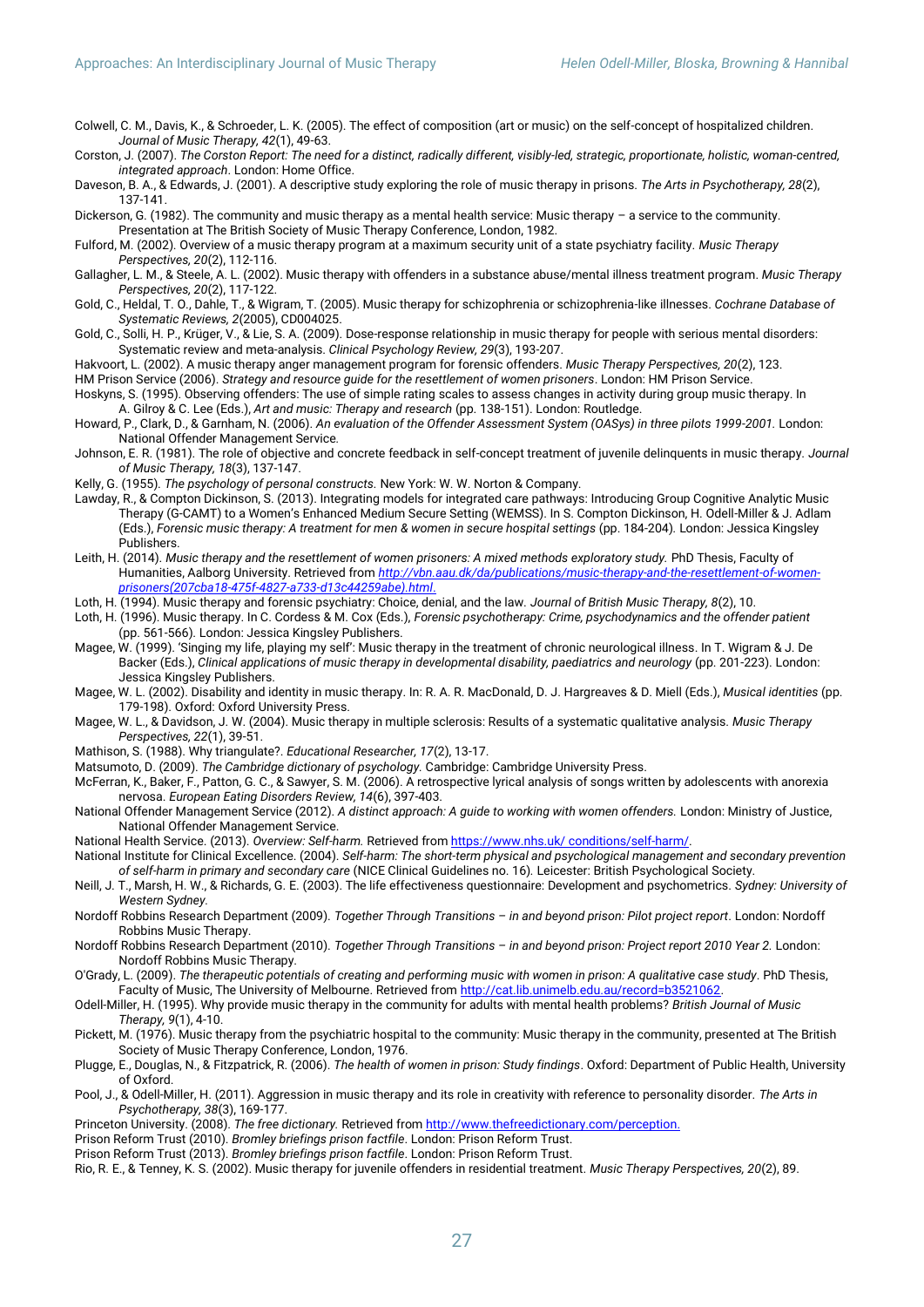Colwell, C. M., Davis, K., & Schroeder, L. K. (2005). The effect of composition (art or music) on the self-concept of hospitalized children. *Journal of Music Therapy, 42*(1), 49-63.

Corston, J. (2007). *The Corston Report: The need for a distinct, radically different, visibly-led, strategic, proportionate, holistic, woman-centred, integrated approach*. London: Home Office.

Daveson, B. A., & Edwards, J. (2001). A descriptive study exploring the role of music therapy in prisons. *The Arts in Psychotherapy, 28*(2), 137-141.

Dickerson, G. (1982). The community and music therapy as a mental health service: Music therapy – a service to the community. Presentation at The British Society of Music Therapy Conference, London, 1982.

Fulford, M. (2002). Overview of a music therapy program at a maximum security unit of a state psychiatry facility. *Music Therapy Perspectives, 20*(2), 112-116.

Gallagher, L. M., & Steele, A. L. (2002). Music therapy with offenders in a substance abuse/mental illness treatment program. *Music Therapy Perspectives, 20*(2), 117-122.

Gold, C., Heldal, T. O., Dahle, T., & Wigram, T. (2005). Music therapy for schizophrenia or schizophrenia-like illnesses. *Cochrane Database of Systematic Reviews, 2*(2005), CD004025.

Gold, C., Solli, H. P., Krüger, V., & Lie, S. A. (2009). Dose-response relationship in music therapy for people with serious mental disorders: Systematic review and meta-analysis. *Clinical Psychology Review, 29*(3), 193-207.

Hakvoort, L. (2002). A music therapy anger management program for forensic offenders. *Music Therapy Perspectives, 20*(2), 123.

HM Prison Service (2006). *Strategy and resource guide for the resettlement of women prisoners*. London: HM Prison Service.

Hoskyns, S. (1995). Observing offenders: The use of simple rating scales to assess changes in activity during group music therapy. In A. Gilroy & C. Lee (Eds.), *Art and music: Therapy and research* (pp. 138-151). London: Routledge.

Howard, P., Clark, D., & Garnham, N. (2006). *An evaluation of the Offender Assessment System (OASys) in three pilots 1999-2001.* London: National Offender Management Service.

Johnson, E. R. (1981). The role of objective and concrete feedback in self-concept treatment of juvenile delinquents in music therapy. *Journal of Music Therapy, 18*(3), 137-147.

Kelly, G. (1955). *The psychology of personal constructs.* New York: W. W. Norton & Company.

Lawday, R., & Compton Dickinson, S. (2013). Integrating models for integrated care pathways: Introducing Group Cognitive Analytic Music Therapy (G-CAMT) to a Women's Enhanced Medium Secure Setting (WEMSS). In S. Compton Dickinson, H. Odell-Miller & J. Adlam (Eds.), *Forensic music therapy: A treatment for men & women in secure hospital settings* (pp. 184-204). London: Jessica Kingsley Publishers.

Leith, H. (2014). *Music therapy and the resettlement of women prisoners: A mixed methods exploratory study.* PhD Thesis, Faculty of Humanities, Aalborg University. Retrieved from http://vbn.aau.dk/da/publications/music-therapy-and-the-resettlement-of-women-prisoners(207cba18-475f-4827-a733-d13c44259abe).html.

Loth, H. (1994). Music therapy and forensic psychiatry: Choice, denial, and the law. *Journal of British Music Therapy, 8*(2), 10.

Loth, H. (1996). Music therapy. In C. Cordess & M. Cox (Eds.), *Forensic psychotherapy: Crime, psychodynamics and the offender patient* (pp. 561-566). London: Jessica Kingsley Publishers.

Magee, W. (1999). 'Singing my life, playing my self': Music therapy in the treatment of chronic neurological illness. In T. Wigram & J. De Backer (Eds.), *Clinical applications of music therapy in developmental disability, paediatrics and neurology* (pp. 201-223). London: Jessica Kingsley Publishers.

Magee, W. L. (2002). Disability and identity in music therapy. In: R. A. R. MacDonald, D. J. Hargreaves & D. Miell (Eds.), *Musical identities* (pp. 179-198). Oxford: Oxford University Press.

Magee, W. L., & Davidson, J. W. (2004). Music therapy in multiple sclerosis: Results of a systematic qualitative analysis. *Music Therapy Perspectives, 22*(1), 39-51.

Mathison, S. (1988). Why triangulate?. *Educational Researcher, 17*(2), 13-17.

Matsumoto, D. (2009). *The Cambridge dictionary of psychology.* Cambridge: Cambridge University Press.

McFerran, K., Baker, F., Patton, G. C., & Sawyer, S. M. (2006). A retrospective lyrical analysis of songs written by adolescents with anorexia nervosa. *European Eating Disorders Review, 14*(6), 397-403.

National Offender Management Service (2012). *A distinct approach: A guide to working with women offenders.* London: Ministry of Justice, National Offender Management Service.

National Health Service. (2013). *Overview: Self-harm.* Retrieved from https://www.nhs.uk/ conditions/self-harm/.

National Institute for Clinical Excellence. (2004). *Self-harm: The short-term physical and psychological management and secondary prevention of self-harm in primary and secondary care* (NICE Clinical Guidelines no. 16). Leicester: British Psychological Society.

Neill, J. T., Marsh, H. W., & Richards, G. E. (2003). The life effectiveness questionnaire: Development and psychometrics. *Sydney: University of Western Sydney.*

Nordoff Robbins Research Department (2009). *Together Through Transitions – in and beyond prison: Pilot project report*. London: Nordoff Robbins Music Therapy.

Nordoff Robbins Research Department (2010). *Together Through Transitions – in and beyond prison: Project report 2010 Year 2.* London: Nordoff Robbins Music Therapy.

O'Grady, L. (2009). *The therapeutic potentials of creating and performing music with women in prison: A qualitative case study*. PhD Thesis, Faculty of Music, The University of Melbourne. Retrieved from http://cat.lib.unimelb.edu.au/record=b3521062.

Odell-Miller, H. (1995). Why provide music therapy in the community for adults with mental health problems? *British Journal of Music Therapy, 9*(1), 4-10.

Pickett, M. (1976). Music therapy from the psychiatric hospital to the community: Music therapy in the community, presented at The British Society of Music Therapy Conference, London, 1976.

Plugge, E., Douglas, N., & Fitzpatrick, R. (2006). *The health of women in prison: Study findings*. Oxford: Department of Public Health, University of Oxford.

Pool, J., & Odell-Miller, H. (2011). Aggression in music therapy and its role in creativity with reference to personality disorder. *The Arts in Psychotherapy, 38*(3), 169-177.

Princeton University. (2008). *The free dictionary.* Retrieved from http://www.thefreedictionary.com/perception.

Prison Reform Trust (2010). *Bromley briefings prison factfile*. London: Prison Reform Trust.

Prison Reform Trust (2013). *Bromley briefings prison factfile*. London: Prison Reform Trust.

Rio, R. E., & Tenney, K. S. (2002). Music therapy for juvenile offenders in residential treatment. *Music Therapy Perspectives, 20*(2), 89.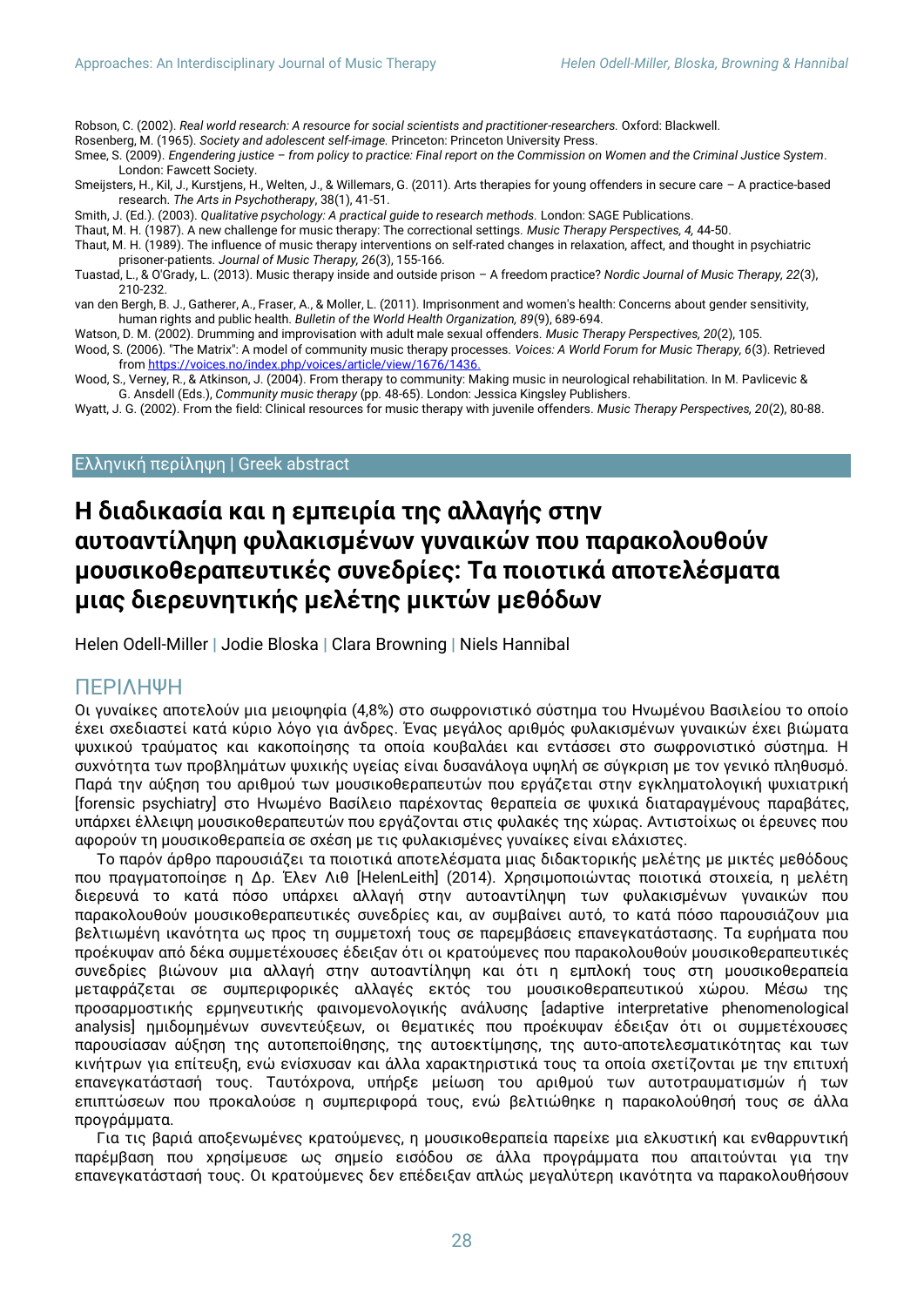Robson, C. (2002). *Real world research: A resource for social scientists and practitioner-researchers.* Oxford: Blackwell.

Rosenberg, M. (1965). *Society and adolescent self-image.* Princeton: Princeton University Press.

Smee, S. (2009). *Engendering justice – from policy to practice: Final report on the Commission on Women and the Criminal Justice System*. London: Fawcett Society.

Smeijsters, H., Kil, J., Kurstjens, H., Welten, J., & Willemars, G. (2011). Arts therapies for young offenders in secure care – A practice-based research. *The Arts in Psychotherapy*, 38(1), 41-51.

Smith, J. (Ed.). (2003). *Qualitative psychology: A practical guide to research methods.* London: SAGE Publications.

Thaut, M. H. (1987). A new challenge for music therapy: The correctional settings. *Music Therapy Perspectives, 4,* 44-50.

Thaut, M. H. (1989). The influence of music therapy interventions on self-rated changes in relaxation, affect, and thought in psychiatric prisoner-patients. *Journal of Music Therapy, 26*(3), 155-166.

Tuastad, L., & O'Grady, L. (2013). Music therapy inside and outside prison – A freedom practice? *Nordic Journal of Music Therapy, 22*(3), 210-232.

van den Bergh, B. J., Gatherer, A., Fraser, A., & Moller, L. (2011). Imprisonment and women's health: Concerns about gender sensitivity, human rights and public health. *Bulletin of the World Health Organization, 89*(9), 689-694.

Watson, D. M. (2002). Drumming and improvisation with adult male sexual offenders. *Music Therapy Perspectives, 20*(2), 105.

Wood, S. (2006). "The Matrix": A model of community music therapy processes. *Voices: A World Forum for Music Therapy, 6*(3). Retrieved from https://voices.no/index.php/voices/article/view/1676/1436.

Wood, S., Verney, R., & Atkinson, J. (2004). From therapy to community: Making music in neurological rehabilitation. In M. Pavlicevic & G. Ansdell (Eds.), *Community music therapy* (pp. 48-65). London: Jessica Kingsley Publishers.

Wyatt, J. G. (2002). From the field: Clinical resources for music therapy with juvenile offenders. *Music Therapy Perspectives, 20*(2), 80-88.

## Ελληνική περίληψη | Greek abstract

# Η διαδικασία και η εμπειρία της αλλαγής στην αυτοαντίληψη φυλακισμένων γυναικών που παρακολουθούν μουσικοθεραπευτικές συνεδρίες: Τα ποιοτικά αποτελέσματα μιας διερευνητικής μελέτης μικτών μεθόδων

Helen Odell-Miller | Jodie Bloska | Clara Browning | Niels Hannibal

## ΠΕΡΙΛΗΨΗ

Οι γυναίκες αποτελούν μια μειοψηφία (4,8%) στο σωφρονιστικό σύστημα του Ηνωμένου Βασιλείου το οποίο έχει σχεδιαστεί κατά κύριο λόγο για άνδρες. Ένας μεγάλος αριθμός φυλακισμένων γυναικών έχει βιώματα ψυχικού τραύματος και κακοποίησης τα οποία κουβαλάει και εντάσσει στο σωφρονιστικό σύστημα. Η συχνότητα των προβλημάτων ψυχικής υγείας είναι δυσανάλογα υψηλή σε σύγκριση με τον γενικό πληθυσμό. Παρά την αύξηση του αριθμού των μουσικοθεραπευτών που εργάζεται στην εγκληματολογική ψυχιατρική [forensic psychiatry] στο Ηνωμένο Βασίλειο παρέχοντας θεραπεία σε ψυχικά διαταραγμένους παραβάτες, υπάρχει έλλειψη μουσικοθεραπευτών που εργάζονται στις φυλακές της χώρας. Αντιστοίχως οι έρευνες που αφορούν τη μουσικοθεραπεία σε σχέση με τις φυλακισμένες γυναίκες είναι ελάχιστες.

Το παρόν άρθρο παρουσιάζει τα ποιοτικά αποτελέσματα μιας διδακτορικής μελέτης με μικτές μεθόδους που πραγματοποίησε η Δρ. Έλεν Λιθ [HelenLeith] (2014). Χρησιμοποιώντας ποιοτικά στοιχεία, η μελέτη διερευνά το κατά πόσο υπάρχει αλλαγή στην αυτοαντίληψη των φυλακισμένων γυναικών που παρακολουθούν μουσικοθεραπευτικές συνεδρίες και, αν συμβαίνει αυτό, το κατά πόσο παρουσιάζουν μια βελτιωμένη ικανότητα ως προς τη συμμετοχή τους σε παρεμβάσεις επανεγκατάστασης. Τα ευρήματα που προέκυψαν από δέκα συμμετέχουσες έδειξαν ότι οι κρατούμενες που παρακολουθούν μουσικοθεραπευτικές συνεδρίες βιώνουν μια αλλαγή στην αυτοαντίληψη και ότι η εμπλοκή τους στη μουσικοθεραπεία μεταφράζεται σε συμπεριφορικές αλλαγές εκτός του μουσικοθεραπευτικού χώρου. Μέσω της προσαρμοστικής ερμηνευτικής φαινομενολογικής ανάλυσης [adaptive interpretative phenomenological analysis] ημιδομημένων συνεντεύξεων, οι θεματικές που προέκυψαν έδειξαν ότι οι συμμετέχουσες παρουσίασαν αύξηση της αυτοπεποίθησης, της αυτοεκτίμησης, της αυτο-αποτελεσματικότητας και των κινήτρων για επίτευξη, ενώ ενίσχυσαν και άλλα χαρακτηριστικά τους τα οποία σχετίζονται με την επιτυχή επανεγκατάστασή τους. Ταυτόχρονα, υπήρξε μείωση του αριθμού των αυτοτραυματισμών ή των επιπτώσεων που προκαλούσε η συμπεριφορά τους, ενώ βελτιώθηκε η παρακολούθησή τους σε άλλα προγράμματα.

Για τις βαριά αποξενωμένες κρατούμενες, η μουσικοθεραπεία παρείχε μια ελκυστική και ενθαρρυντική παρέμβαση που χρησίμευσε ως σημείο εισόδου σε άλλα προγράμματα που απαιτούνται για την επανεγκατάστασή τους. Οι κρατούμενες δεν επέδειξαν απλώς μεγαλύτερη ικανότητα να παρακολουθήσουν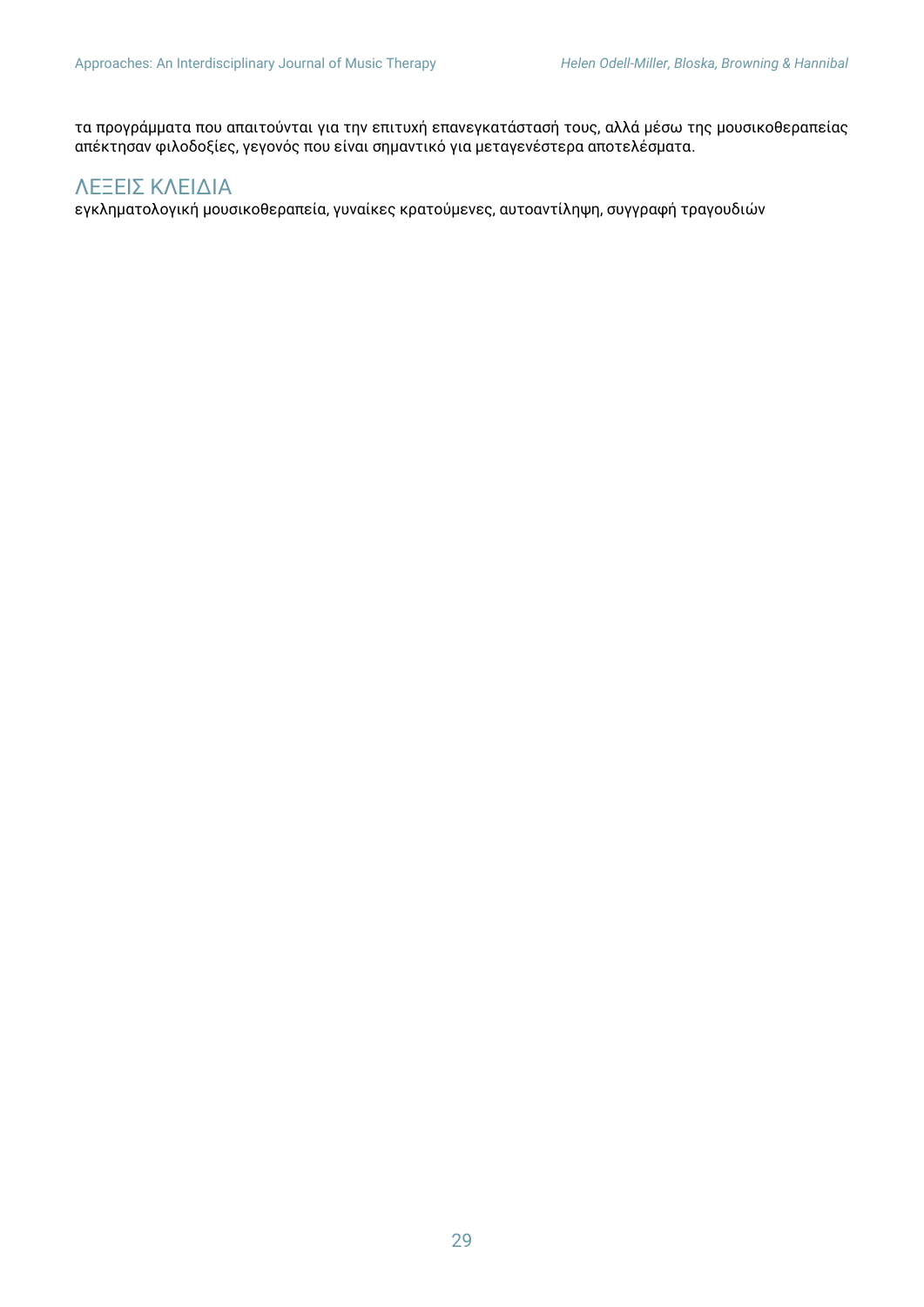τα προγράμματα που απαιτούνται για την επιτυχή επανεγκατάστασή τους, αλλά μέσω της μουσικοθεραπείας απέκτησαν φιλοδοξίες, γεγονός που είναι σημαντικό για μεταγενέστερα αποτελέσματα.

## ΛΕΞΕΙΣ ΚΛΕΙΔΙΑ

εγκληματολογική μουσικοθεραπεία, γυναίκες κρατούμενες, αυτοαντίληψη, συγγραφή τραγουδιών